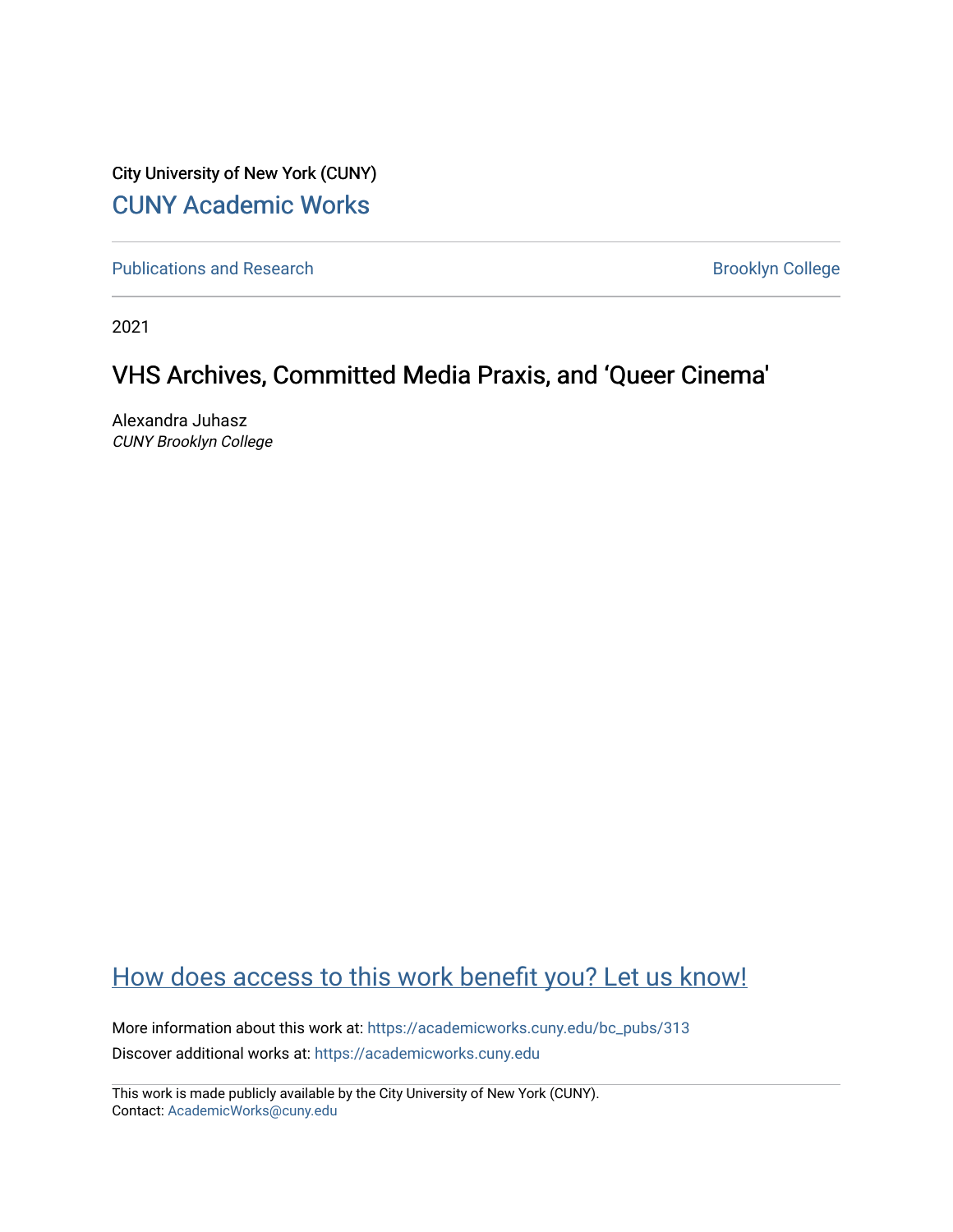City University of New York (CUNY)

CUNY Academic Works

Publications and Research

Brooklyn College

2021

# VHS Archives, Committed Media Praxis, and 'Queer Cinema'

Alexandra Juhasz
*CUNY Brooklyn College*

How does access to this work benefit you? Let us know!

More information about this work at: https://academicworks.cuny.edu/bc_pubs/313

Discover additional works at: https://academicworks.cuny.edu

This work is made publicly available by the City University of New York (CUNY).
Contact: AcademicWorks@cuny.edu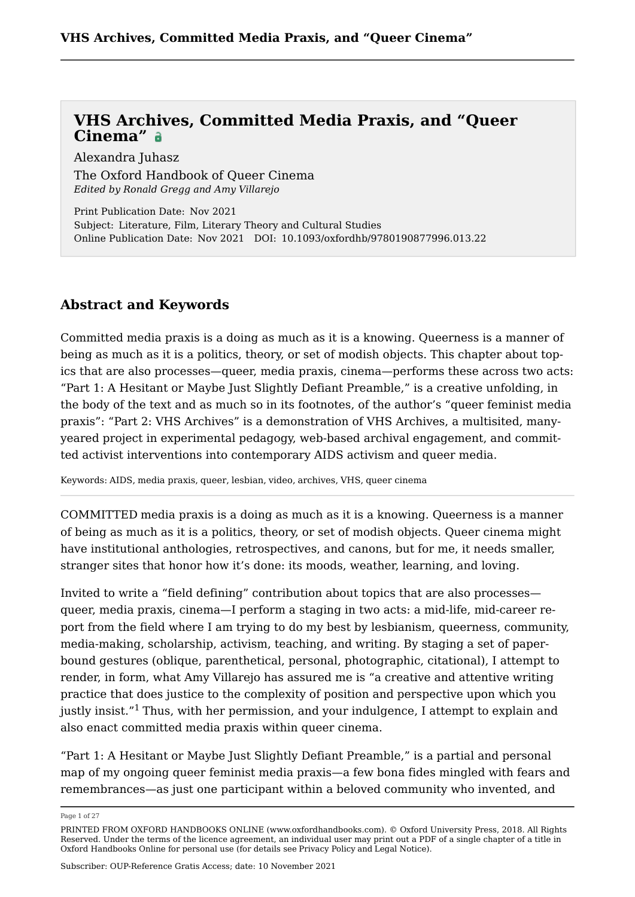# VHS Archives, Committed Media Praxis, and "Queer Cinema"

Alexandra Juhasz

The Oxford Handbook of Queer Cinema

*Edited by Ronald Gregg and Amy Villarejo*

Print Publication Date: Nov 2021
Subject: Literature, Film, Literary Theory and Cultural Studies
Online Publication Date: Nov 2021 DOI: 10.1093/oxfordhb/9780190877996.013.22

## Abstract and Keywords

Committed media praxis is a doing as much as it is a knowing. Queerness is a manner of being as much as it is a politics, theory, or set of modish objects. This chapter about topics that are also processes—queer, media praxis, cinema—performs these across two acts: "Part 1: A Hesitant or Maybe Just Slightly Defiant Preamble," is a creative unfolding, in the body of the text and as much so in its footnotes, of the author's "queer feminist media praxis": "Part 2: VHS Archives" is a demonstration of VHS Archives, a multisited, many-yeared project in experimental pedagogy, web-based archival engagement, and committed activist interventions into contemporary AIDS activism and queer media.

Keywords: AIDS, media praxis, queer, lesbian, video, archives, VHS, queer cinema

---

COMMITTED media praxis is a doing as much as it is a knowing. Queerness is a manner of being as much as it is a politics, theory, or set of modish objects. Queer cinema might have institutional anthologies, retrospectives, and canons, but for me, it needs smaller, stranger sites that honor how it's done: its moods, weather, learning, and loving.

Invited to write a "field defining" contribution about topics that are also processes—queer, media praxis, cinema—I perform a staging in two acts: a mid-life, mid-career report from the field where I am trying to do my best by lesbianism, queerness, community, media-making, scholarship, activism, teaching, and writing. By staging a set of paper-bound gestures (oblique, parenthetical, personal, photographic, citational), I attempt to render, in form, what Amy Villarejo has assured me is "a creative and attentive writing practice that does justice to the complexity of position and perspective upon which you justly insist."[1] Thus, with her permission, and your indulgence, I attempt to explain and also enact committed media praxis within queer cinema.

"Part 1: A Hesitant or Maybe Just Slightly Defiant Preamble," is a partial and personal map of my ongoing queer feminist media praxis—a few bona fides mingled with fears and remembrances—as just one participant within a beloved community who invented, and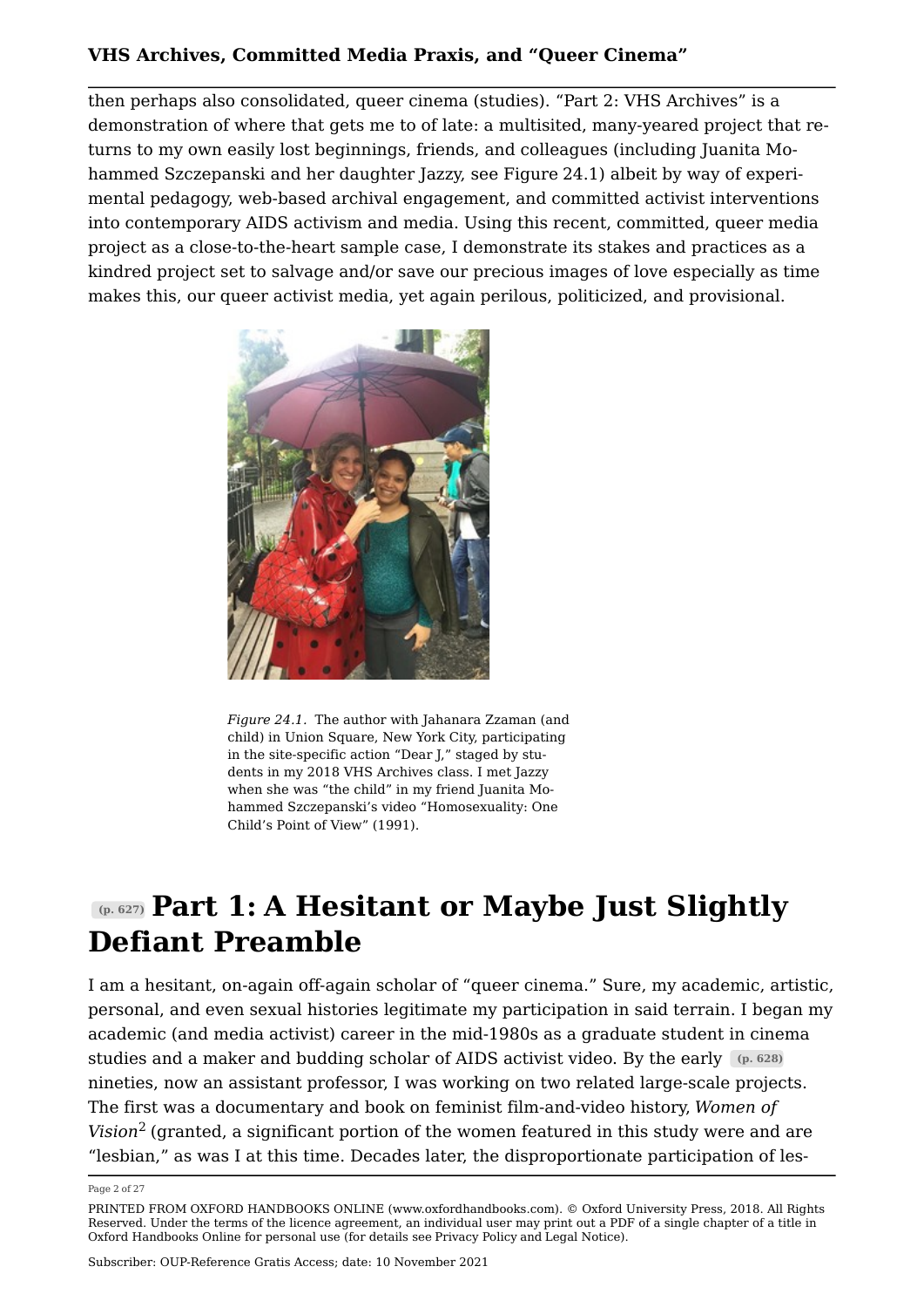then perhaps also consolidated, queer cinema (studies). "Part 2: VHS Archives" is a demonstration of where that gets me to of late: a multisited, many-yeared project that returns to my own easily lost beginnings, friends, and colleagues (including Juanita Mohammed Szczepanski and her daughter Jazzy, see Figure 24.1) albeit by way of experimental pedagogy, web-based archival engagement, and committed activist interventions into contemporary AIDS activism and media. Using this recent, committed, queer media project as a close-to-the-heart sample case, I demonstrate its stakes and practices as a kindred project set to salvage and/or save our precious images of love especially as time makes this, our queer activist media, yet again perilous, politicized, and provisional.

*Figure 24.1.* The author with Jahanara Zzaman (and child) in Union Square, New York City, participating in the site-specific action "Dear J," staged by students in my 2018 VHS Archives class. I met Jazzy when she was "the child" in my friend Juanita Mohammed Szczepanski's video "Homosexuality: One Child's Point of View" (1991).

## (p. 627) Part 1: A Hesitant or Maybe Just Slightly Defiant Preamble

I am a hesitant, on-again off-again scholar of "queer cinema." Sure, my academic, artistic, personal, and even sexual histories legitimate my participation in said terrain. I began my academic (and media activist) career in the mid-1980s as a graduate student in cinema studies and a maker and budding scholar of AIDS activist video. By the early (p. 628) nineties, now an assistant professor, I was working on two related large-scale projects. The first was a documentary and book on feminist film-and-video history, *Women of Vision*[2] (granted, a significant portion of the women featured in this study were and are "lesbian," as was I at this time. Decades later, the disproportionate participation of les-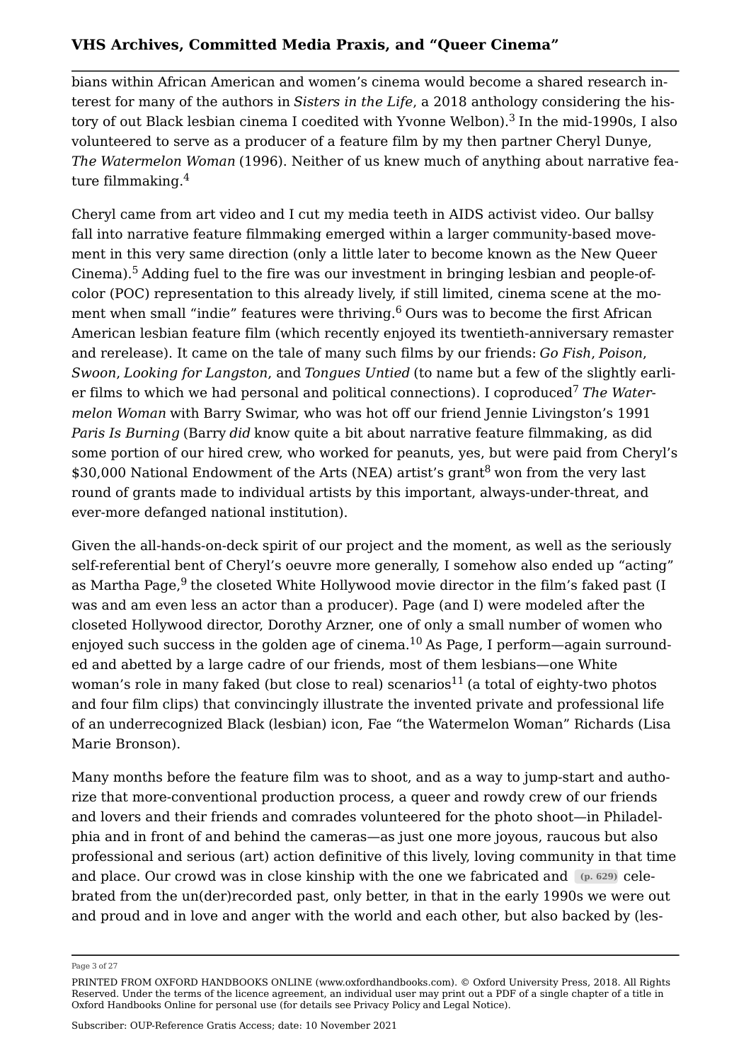bians within African American and women's cinema would become a shared research interest for many of the authors in *Sisters in the Life*, a 2018 anthology considering the history of out Black lesbian cinema I coedited with Yvonne Welbon).[3] In the mid-1990s, I also volunteered to serve as a producer of a feature film by my then partner Cheryl Dunye, *The Watermelon Woman* (1996). Neither of us knew much of anything about narrative feature filmmaking.[4]

Cheryl came from art video and I cut my media teeth in AIDS activist video. Our ballsy fall into narrative feature filmmaking emerged within a larger community-based movement in this very same direction (only a little later to become known as the New Queer Cinema).[5] Adding fuel to the fire was our investment in bringing lesbian and people-of-color (POC) representation to this already lively, if still limited, cinema scene at the moment when small "indie" features were thriving.[6] Ours was to become the first African American lesbian feature film (which recently enjoyed its twentieth-anniversary remaster and rerelease). It came on the tale of many such films by our friends: *Go Fish*, *Poison*, *Swoon*, *Looking for Langston*, and *Tongues Untied* (to name but a few of the slightly earlier films to which we had personal and political connections). I coproduced[7] *The Watermelon Woman* with Barry Swimar, who was hot off our friend Jennie Livingston's 1991 *Paris Is Burning* (Barry *did* know quite a bit about narrative feature filmmaking, as did some portion of our hired crew, who worked for peanuts, yes, but were paid from Cheryl's $30,000 National Endowment of the Arts (NEA) artist's grant[8] won from the very last round of grants made to individual artists by this important, always-under-threat, and ever-more defanged national institution).

Given the all-hands-on-deck spirit of our project and the moment, as well as the seriously self-referential bent of Cheryl's oeuvre more generally, I somehow also ended up "acting" as Martha Page,[9] the closeted White Hollywood movie director in the film's faked past (I was and am even less an actor than a producer). Page (and I) were modeled after the closeted Hollywood director, Dorothy Arzner, one of only a small number of women who enjoyed such success in the golden age of cinema.[10] As Page, I perform—again surrounded and abetted by a large cadre of our friends, most of them lesbians—one White woman's role in many faked (but close to real) scenarios[11] (a total of eighty-two photos and four film clips) that convincingly illustrate the invented private and professional life of an underrecognized Black (lesbian) icon, Fae "the Watermelon Woman" Richards (Lisa Marie Bronson).

Many months before the feature film was to shoot, and as a way to jump-start and authorize that more-conventional production process, a queer and rowdy crew of our friends and lovers and their friends and comrades volunteered for the photo shoot—in Philadelphia and in front of and behind the cameras—as just one more joyous, raucous but also professional and serious (art) action definitive of this lively, loving community in that time and place. Our crowd was in close kinship with the one we fabricated and (p. 629) celebrated from the un(der)recorded past, only better, in that in the early 1990s we were out and proud and in love and anger with the world and each other, but also backed by (les-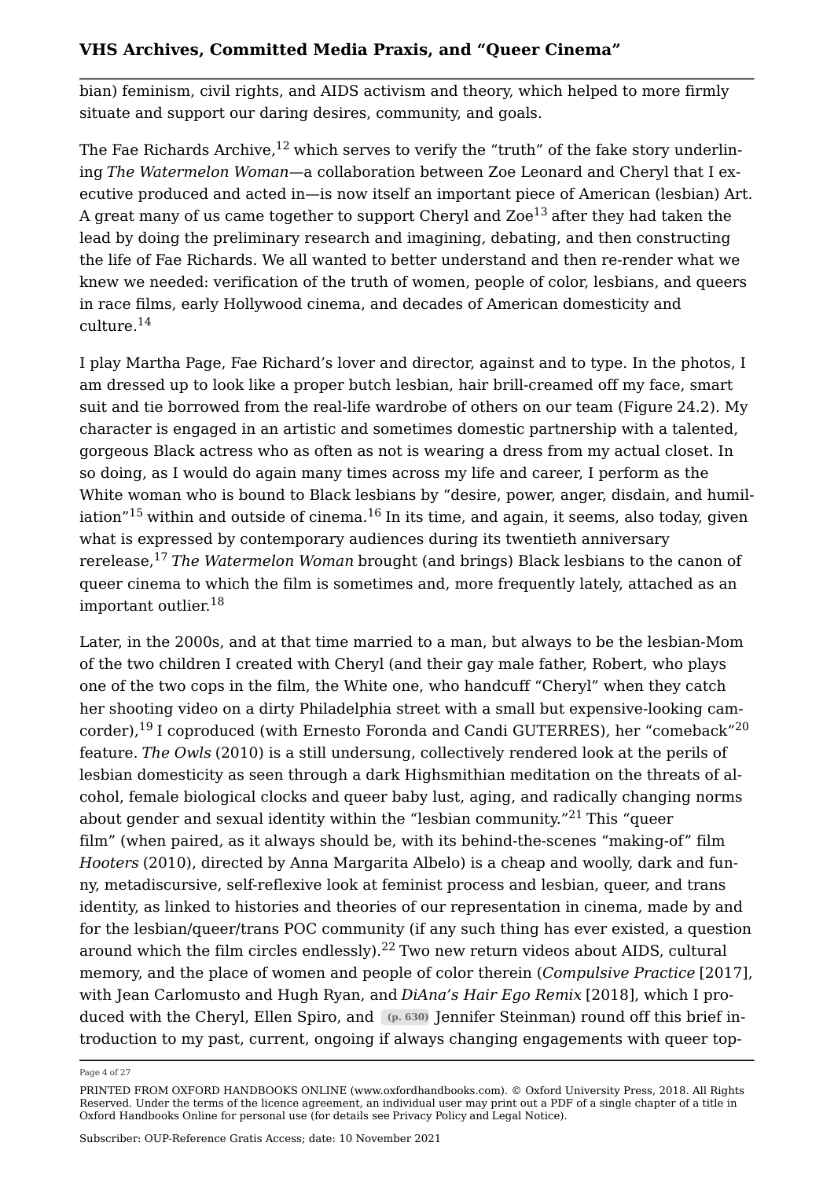bian) feminism, civil rights, and AIDS activism and theory, which helped to more firmly situate and support our daring desires, community, and goals.

The Fae Richards Archive,[12] which serves to verify the "truth" of the fake story underlining *The Watermelon Woman*—a collaboration between Zoe Leonard and Cheryl that I executive produced and acted in—is now itself an important piece of American (lesbian) Art. A great many of us came together to support Cheryl and Zoe[13] after they had taken the lead by doing the preliminary research and imagining, debating, and then constructing the life of Fae Richards. We all wanted to better understand and then re-render what we knew we needed: verification of the truth of women, people of color, lesbians, and queers in race films, early Hollywood cinema, and decades of American domesticity and culture.[14]

I play Martha Page, Fae Richard's lover and director, against and to type. In the photos, I am dressed up to look like a proper butch lesbian, hair brill-creamed off my face, smart suit and tie borrowed from the real-life wardrobe of others on our team (Figure 24.2). My character is engaged in an artistic and sometimes domestic partnership with a talented, gorgeous Black actress who as often as not is wearing a dress from my actual closet. In so doing, as I would do again many times across my life and career, I perform as the White woman who is bound to Black lesbians by "desire, power, anger, disdain, and humiliation"[15] within and outside of cinema.[16] In its time, and again, it seems, also today, given what is expressed by contemporary audiences during its twentieth anniversary rerelease,[17] *The Watermelon Woman* brought (and brings) Black lesbians to the canon of queer cinema to which the film is sometimes and, more frequently lately, attached as an important outlier.[18]

Later, in the 2000s, and at that time married to a man, but always to be the lesbian-Mom of the two children I created with Cheryl (and their gay male father, Robert, who plays one of the two cops in the film, the White one, who handcuff "Cheryl" when they catch her shooting video on a dirty Philadelphia street with a small but expensive-looking camcorder),[19] I coproduced (with Ernesto Foronda and Candi GUTERRES), her "comeback"[20] feature. *The Owls* (2010) is a still undersung, collectively rendered look at the perils of lesbian domesticity as seen through a dark Highsmithian meditation on the threats of alcohol, female biological clocks and queer baby lust, aging, and radically changing norms about gender and sexual identity within the "lesbian community."[21] This "queer film" (when paired, as it always should be, with its behind-the-scenes "making-of" film *Hooters* (2010), directed by Anna Margarita Albelo) is a cheap and woolly, dark and funny, metadiscursive, self-reflexive look at feminist process and lesbian, queer, and trans identity, as linked to histories and theories of our representation in cinema, made by and for the lesbian/queer/trans POC community (if any such thing has ever existed, a question around which the film circles endlessly).[22] Two new return videos about AIDS, cultural memory, and the place of women and people of color therein (*Compulsive Practice* [2017], with Jean Carlomusto and Hugh Ryan, and *DiAna's Hair Ego Remix* [2018], which I produced with the Cheryl, Ellen Spiro, and (p. 630) Jennifer Steinman) round off this brief introduction to my past, current, ongoing if always changing engagements with queer top-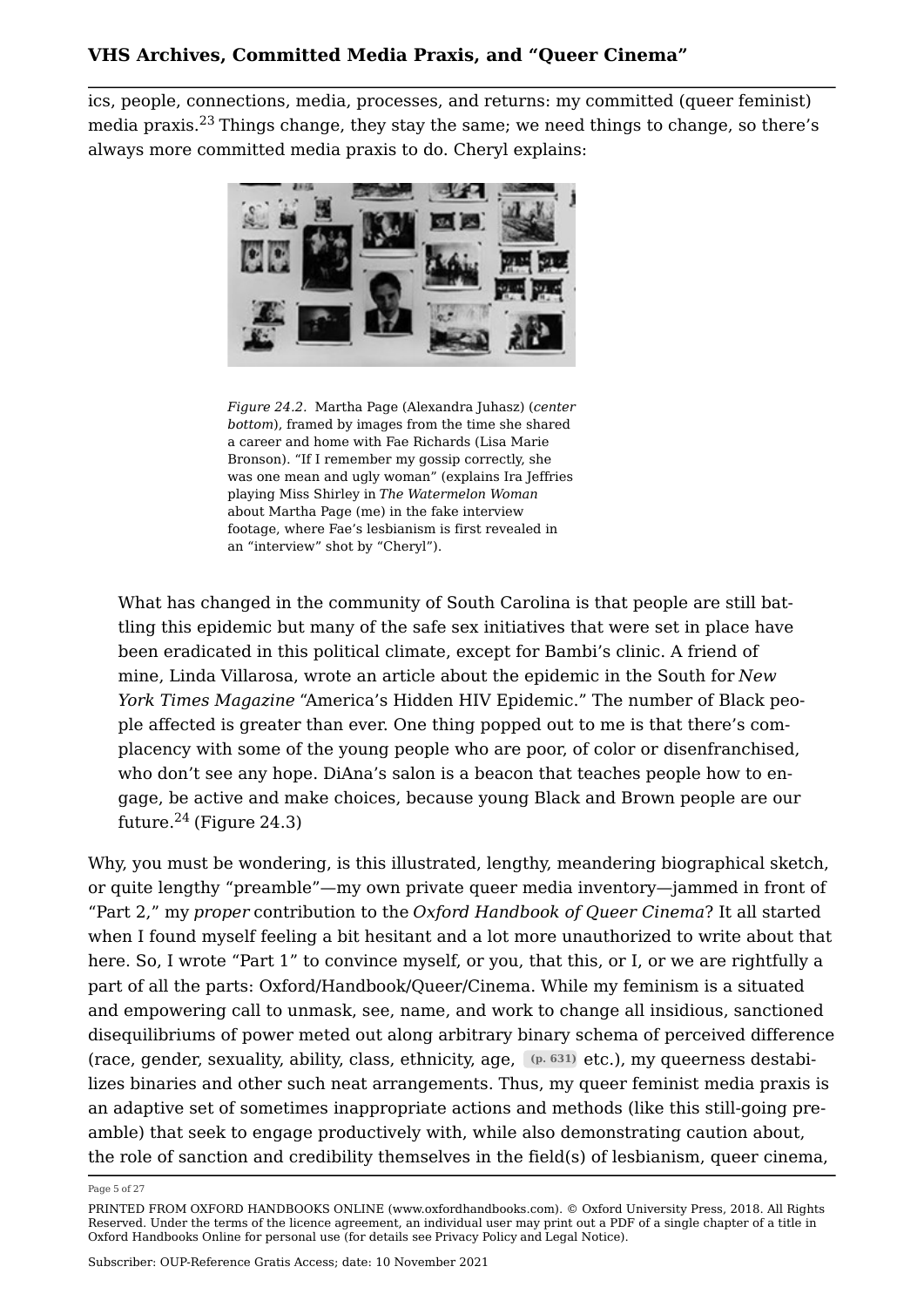ics, people, connections, media, processes, and returns: my committed (queer feminist) media praxis.[23] Things change, they stay the same; we need things to change, so there's always more committed media praxis to do. Cheryl explains:

*Figure 24.2*. Martha Page (Alexandra Juhasz) (*center bottom*), framed by images from the time she shared a career and home with Fae Richards (Lisa Marie Bronson). "If I remember my gossip correctly, she was one mean and ugly woman" (explains Ira Jeffries playing Miss Shirley in *The Watermelon Woman* about Martha Page (me) in the fake interview footage, where Fae's lesbianism is first revealed in an "interview" shot by "Cheryl").

> What has changed in the community of South Carolina is that people are still battling this epidemic but many of the safe sex initiatives that were set in place have been eradicated in this political climate, except for Bambi's clinic. A friend of mine, Linda Villarosa, wrote an article about the epidemic in the South for *New York Times Magazine* "America's Hidden HIV Epidemic." The number of Black people affected is greater than ever. One thing popped out to me is that there's complacency with some of the young people who are poor, of color or disenfranchised, who don't see any hope. DiAna's salon is a beacon that teaches people how to engage, be active and make choices, because young Black and Brown people are our future.[24] (Figure 24.3)

Why, you must be wondering, is this illustrated, lengthy, meandering biographical sketch, or quite lengthy "preamble"—my own private queer media inventory—jammed in front of "Part 2," my *proper* contribution to the *Oxford Handbook of Queer Cinema*? It all started when I found myself feeling a bit hesitant and a lot more unauthorized to write about that here. So, I wrote "Part 1" to convince myself, or you, that this, or I, or we are rightfully a part of all the parts: Oxford/Handbook/Queer/Cinema. While my feminism is a situated and empowering call to unmask, see, name, and work to change all insidious, sanctioned disequilibriums of power meted out along arbitrary binary schema of perceived difference (race, gender, sexuality, ability, class, ethnicity, age, (p. 631) etc.), my queerness destabilizes binaries and other such neat arrangements. Thus, my queer feminist media praxis is an adaptive set of sometimes inappropriate actions and methods (like this still-going preamble) that seek to engage productively with, while also demonstrating caution about, the role of sanction and credibility themselves in the field(s) of lesbianism, queer cinema,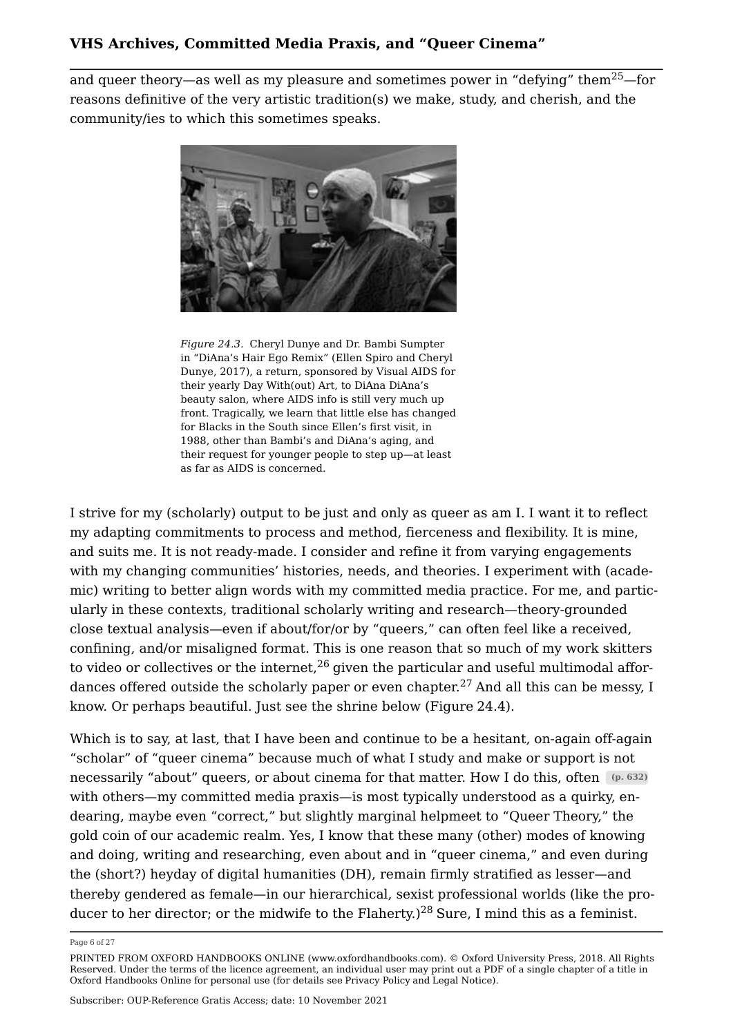and queer theory—as well as my pleasure and sometimes power in "defying" them[25]—for reasons definitive of the very artistic tradition(s) we make, study, and cherish, and the community/ies to which this sometimes speaks.

*Figure 24.3.* Cheryl Dunye and Dr. Bambi Sumpter in "DiAna's Hair Ego Remix" (Ellen Spiro and Cheryl Dunye, 2017), a return, sponsored by Visual AIDS for their yearly Day With(out) Art, to DiAna DiAna's beauty salon, where AIDS info is still very much up front. Tragically, we learn that little else has changed for Blacks in the South since Ellen's first visit, in 1988, other than Bambi's and DiAna's aging, and their request for younger people to step up—at least as far as AIDS is concerned.

I strive for my (scholarly) output to be just and only as queer as am I. I want it to reflect my adapting commitments to process and method, fierceness and flexibility. It is mine, and suits me. It is not ready-made. I consider and refine it from varying engagements with my changing communities' histories, needs, and theories. I experiment with (academic) writing to better align words with my committed media practice. For me, and particularly in these contexts, traditional scholarly writing and research—theory-grounded close textual analysis—even if about/for/or by "queers," can often feel like a received, confining, and/or misaligned format. This is one reason that so much of my work skitters to video or collectives or the internet,[26] given the particular and useful multimodal affordances offered outside the scholarly paper or even chapter.[27] And all this can be messy, I know. Or perhaps beautiful. Just see the shrine below (Figure 24.4).

Which is to say, at last, that I have been and continue to be a hesitant, on-again off-again "scholar" of "queer cinema" because much of what I study and make or support is not necessarily "about" queers, or about cinema for that matter. How I do this, often (p. 632) with others—my committed media praxis—is most typically understood as a quirky, endearing, maybe even "correct," but slightly marginal helpmeet to "Queer Theory," the gold coin of our academic realm. Yes, I know that these many (other) modes of knowing and doing, writing and researching, even about and in "queer cinema," and even during the (short?) heyday of digital humanities (DH), remain firmly stratified as lesser—and thereby gendered as female—in our hierarchical, sexist professional worlds (like the producer to her director; or the midwife to the Flaherty.)[28] Sure, I mind this as a feminist.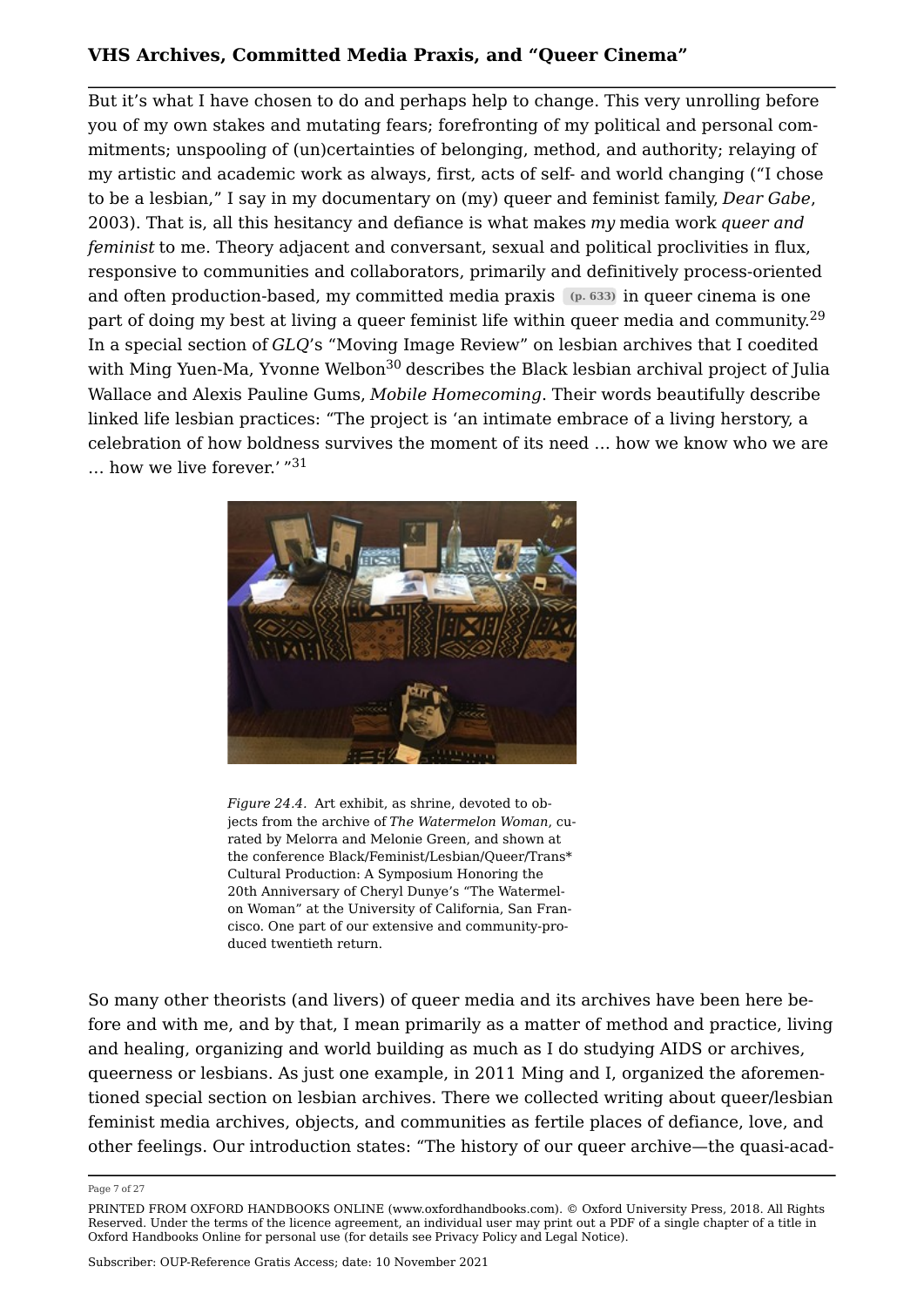But it's what I have chosen to do and perhaps help to change. This very unrolling before you of my own stakes and mutating fears; forefronting of my political and personal commitments; unspooling of (un)certainties of belonging, method, and authority; relaying of my artistic and academic work as always, first, acts of self- and world changing ("I chose to be a lesbian," I say in my documentary on (my) queer and feminist family, *Dear Gabe*, 2003). That is, all this hesitancy and defiance is what makes *my* media work *queer and feminist* to me. Theory adjacent and conversant, sexual and political proclivities in flux, responsive to communities and collaborators, primarily and definitively process-oriented and often production-based, my committed media praxis (p. 633) in queer cinema is one part of doing my best at living a queer feminist life within queer media and community.[29] In a special section of *GLQ*'s "Moving Image Review" on lesbian archives that I coedited with Ming Yuen-Ma, Yvonne Welbon[30] describes the Black lesbian archival project of Julia Wallace and Alexis Pauline Gums, *Mobile Homecoming*. Their words beautifully describe linked life lesbian practices: "The project is 'an intimate embrace of a living herstory, a celebration of how boldness survives the moment of its need … how we know who we are … how we live forever.' "[31]

*Figure 24.4.* Art exhibit, as shrine, devoted to objects from the archive of *The Watermelon Woman*, curated by Melorra and Melonie Green, and shown at the conference Black/Feminist/Lesbian/Queer/Trans* Cultural Production: A Symposium Honoring the 20th Anniversary of Cheryl Dunye's "The Watermelon Woman" at the University of California, San Francisco. One part of our extensive and community-produced twentieth return.

So many other theorists (and livers) of queer media and its archives have been here before and with me, and by that, I mean primarily as a matter of method and practice, living and healing, organizing and world building as much as I do studying AIDS or archives, queerness or lesbians. As just one example, in 2011 Ming and I, organized the aforementioned special section on lesbian archives. There we collected writing about queer/lesbian feminist media archives, objects, and communities as fertile places of defiance, love, and other feelings. Our introduction states: "The history of our queer archive—the quasi-acad-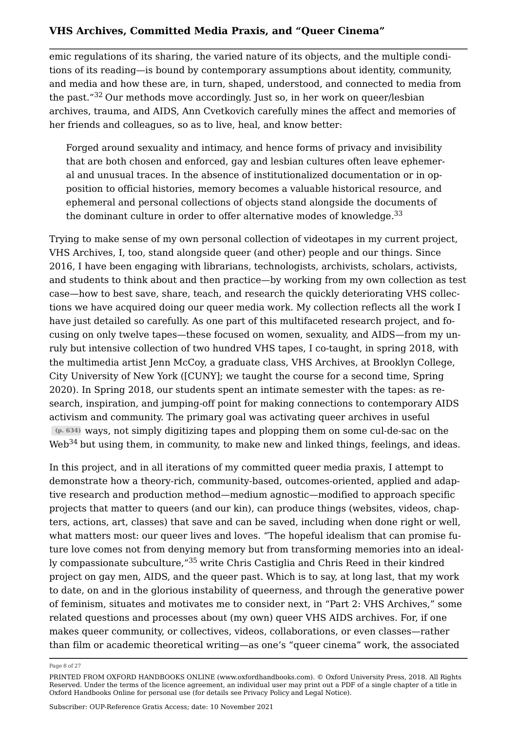emic regulations of its sharing, the varied nature of its objects, and the multiple conditions of its reading—is bound by contemporary assumptions about identity, community, and media and how these are, in turn, shaped, understood, and connected to media from the past."[32] Our methods move accordingly. Just so, in her work on queer/lesbian archives, trauma, and AIDS, Ann Cvetkovich carefully mines the affect and memories of her friends and colleagues, so as to live, heal, and know better:

> Forged around sexuality and intimacy, and hence forms of privacy and invisibility that are both chosen and enforced, gay and lesbian cultures often leave ephemeral and unusual traces. In the absence of institutionalized documentation or in opposition to official histories, memory becomes a valuable historical resource, and ephemeral and personal collections of objects stand alongside the documents of the dominant culture in order to offer alternative modes of knowledge.[33]

Trying to make sense of my own personal collection of videotapes in my current project, VHS Archives, I, too, stand alongside queer (and other) people and our things. Since 2016, I have been engaging with librarians, technologists, archivists, scholars, activists, and students to think about and then practice—by working from my own collection as test case—how to best save, share, teach, and research the quickly deteriorating VHS collections we have acquired doing our queer media work. My collection reflects all the work I have just detailed so carefully. As one part of this multifaceted research project, and focusing on only twelve tapes—these focused on women, sexuality, and AIDS—from my unruly but intensive collection of two hundred VHS tapes, I co-taught, in spring 2018, with the multimedia artist Jenn McCoy, a graduate class, VHS Archives, at Brooklyn College, City University of New York ([CUNY]; we taught the course for a second time, Spring 2020). In Spring 2018, our students spent an intimate semester with the tapes: as research, inspiration, and jumping-off point for making connections to contemporary AIDS activism and community. The primary goal was activating queer archives in useful (p. 634) ways, not simply digitizing tapes and plopping them on some cul-de-sac on the Web[34] but using them, in community, to make new and linked things, feelings, and ideas.

In this project, and in all iterations of my committed queer media praxis, I attempt to demonstrate how a theory-rich, community-based, outcomes-oriented, applied and adaptive research and production method—medium agnostic—modified to approach specific projects that matter to queers (and our kin), can produce things (websites, videos, chapters, actions, art, classes) that save and can be saved, including when done right or well, what matters most: our queer lives and loves. "The hopeful idealism that can promise future love comes not from denying memory but from transforming memories into an ideally compassionate subculture,"[35] write Chris Castiglia and Chris Reed in their kindred project on gay men, AIDS, and the queer past. Which is to say, at long last, that my work to date, on and in the glorious instability of queerness, and through the generative power of feminism, situates and motivates me to consider next, in "Part 2: VHS Archives," some related questions and processes about (my own) queer VHS AIDS archives. For, if one makes queer community, or collectives, videos, collaborations, or even classes—rather than film or academic theoretical writing—as one's "queer cinema" work, the associated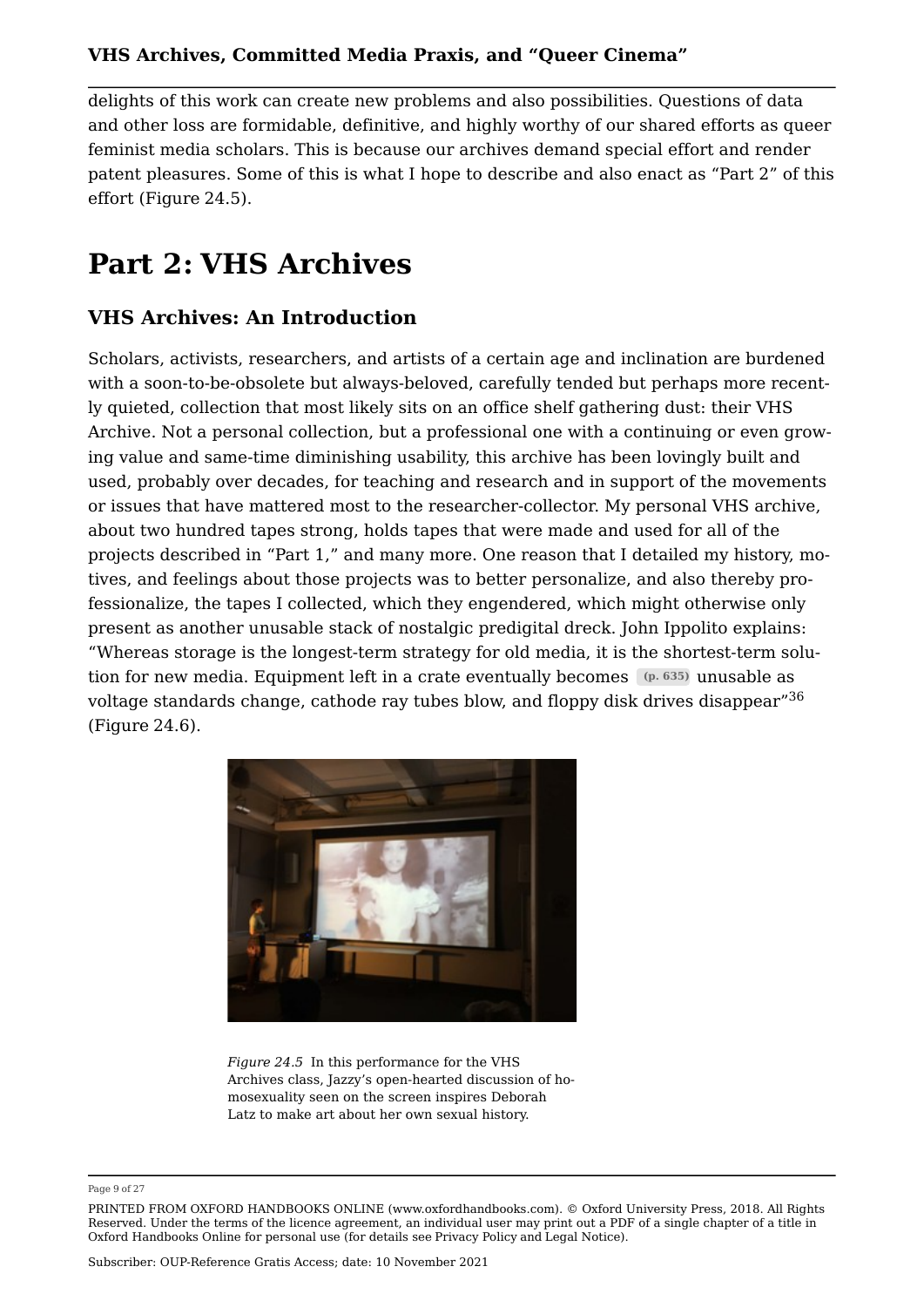delights of this work can create new problems and also possibilities. Questions of data and other loss are formidable, definitive, and highly worthy of our shared efforts as queer feminist media scholars. This is because our archives demand special effort and render patent pleasures. Some of this is what I hope to describe and also enact as "Part 2" of this effort (Figure 24.5).

# Part 2: VHS Archives

## VHS Archives: An Introduction

Scholars, activists, researchers, and artists of a certain age and inclination are burdened with a soon-to-be-obsolete but always-beloved, carefully tended but perhaps more recently quieted, collection that most likely sits on an office shelf gathering dust: their VHS Archive. Not a personal collection, but a professional one with a continuing or even growing value and same-time diminishing usability, this archive has been lovingly built and used, probably over decades, for teaching and research and in support of the movements or issues that have mattered most to the researcher-collector. My personal VHS archive, about two hundred tapes strong, holds tapes that were made and used for all of the projects described in "Part 1," and many more. One reason that I detailed my history, motives, and feelings about those projects was to better personalize, and also thereby professionalize, the tapes I collected, which they engendered, which might otherwise only present as another unusable stack of nostalgic predigital dreck. John Ippolito explains: "Whereas storage is the longest-term strategy for old media, it is the shortest-term solution for new media. Equipment left in a crate eventually becomes (p. 635) unusable as voltage standards change, cathode ray tubes blow, and floppy disk drives disappear"[36] (Figure 24.6).

*Figure 24.5* In this performance for the VHS Archives class, Jazzy's open-hearted discussion of homosexuality seen on the screen inspires Deborah Latz to make art about her own sexual history.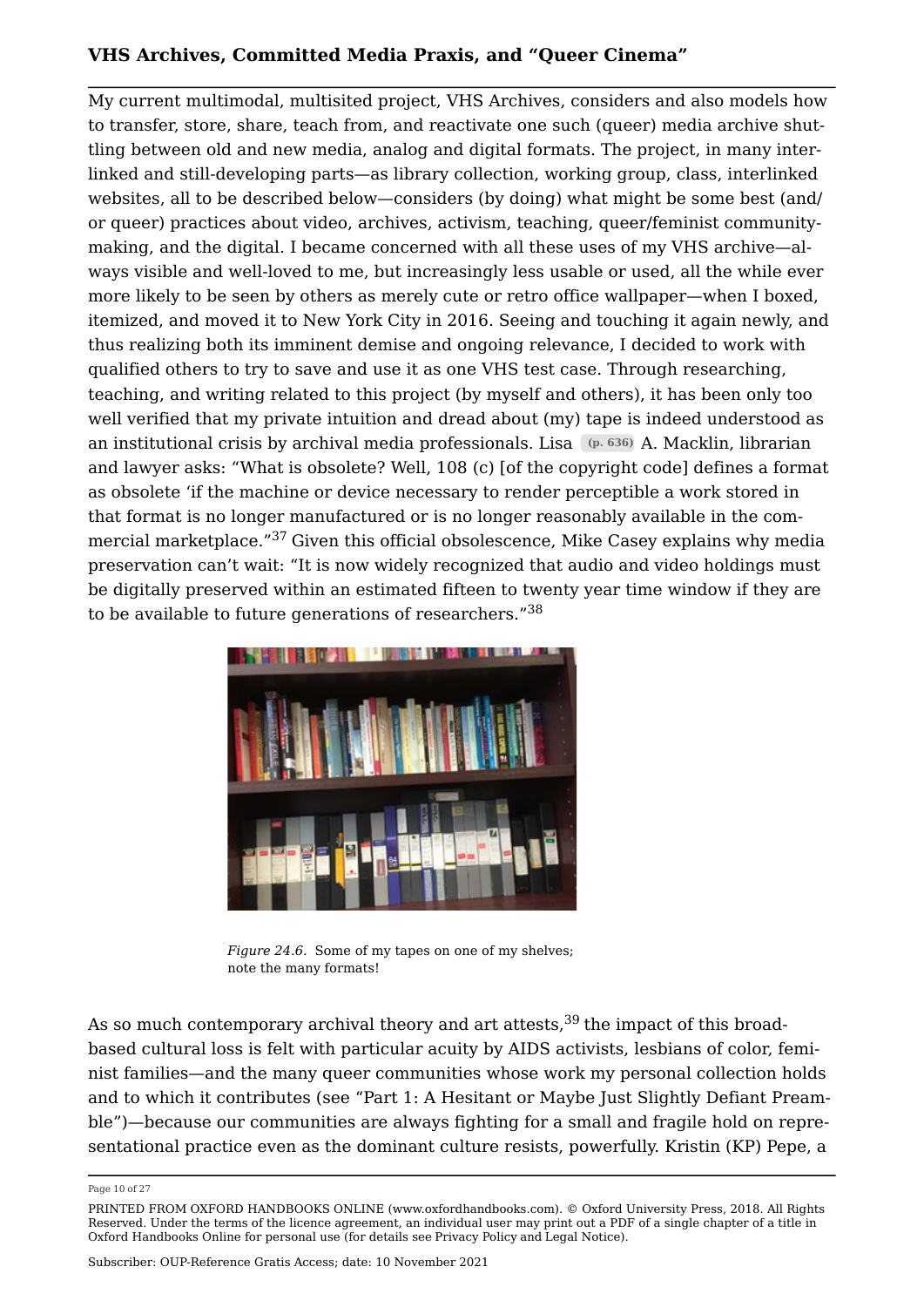My current multimodal, multisited project, VHS Archives, considers and also models how to transfer, store, share, teach from, and reactivate one such (queer) media archive shuttling between old and new media, analog and digital formats. The project, in many interlinked and still-developing parts—as library collection, working group, class, interlinked websites, all to be described below—considers (by doing) what might be some best (and/or queer) practices about video, archives, activism, teaching, queer/feminist community-making, and the digital. I became concerned with all these uses of my VHS archive—always visible and well-loved to me, but increasingly less usable or used, all the while ever more likely to be seen by others as merely cute or retro office wallpaper—when I boxed, itemized, and moved it to New York City in 2016. Seeing and touching it again newly, and thus realizing both its imminent demise and ongoing relevance, I decided to work with qualified others to try to save and use it as one VHS test case. Through researching, teaching, and writing related to this project (by myself and others), it has been only too well verified that my private intuition and dread about (my) tape is indeed understood as an institutional crisis by archival media professionals. Lisa (p. 636) A. Macklin, librarian and lawyer asks: "What is obsolete? Well, 108 (c) [of the copyright code] defines a format as obsolete 'if the machine or device necessary to render perceptible a work stored in that format is no longer manufactured or is no longer reasonably available in the commercial marketplace."[37] Given this official obsolescence, Mike Casey explains why media preservation can't wait: "It is now widely recognized that audio and video holdings must be digitally preserved within an estimated fifteen to twenty year time window if they are to be available to future generations of researchers."[38]

*Figure 24.6.* Some of my tapes on one of my shelves; note the many formats!

As so much contemporary archival theory and art attests,[39] the impact of this broad-based cultural loss is felt with particular acuity by AIDS activists, lesbians of color, feminist families—and the many queer communities whose work my personal collection holds and to which it contributes (see "Part 1: A Hesitant or Maybe Just Slightly Defiant Preamble")—because our communities are always fighting for a small and fragile hold on representational practice even as the dominant culture resists, powerfully. Kristin (KP) Pepe, a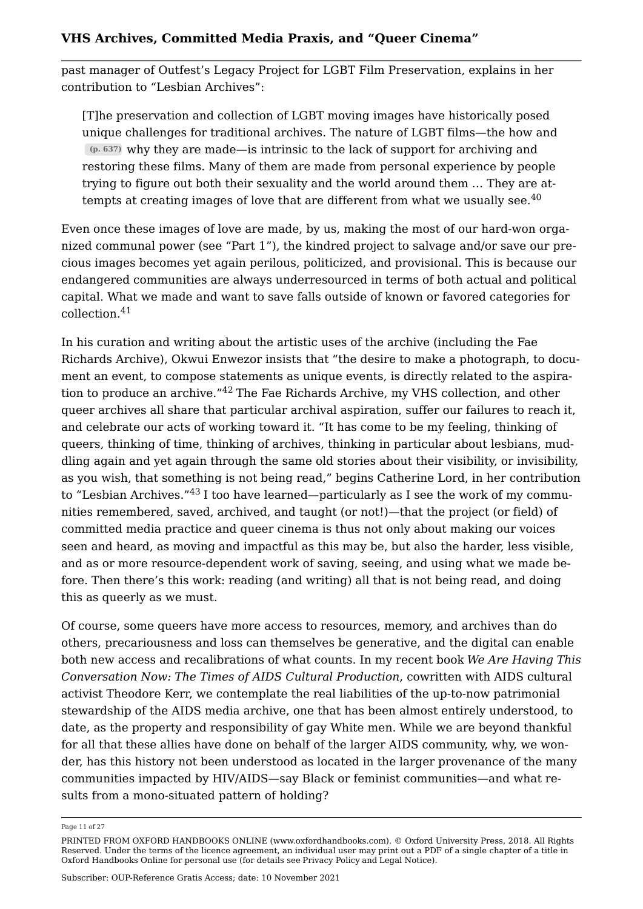past manager of Outfest's Legacy Project for LGBT Film Preservation, explains in her contribution to "Lesbian Archives":

> [T]he preservation and collection of LGBT moving images have historically posed unique challenges for traditional archives. The nature of LGBT films—the how and (p. 637) why they are made—is intrinsic to the lack of support for archiving and restoring these films. Many of them are made from personal experience by people trying to figure out both their sexuality and the world around them … They are attempts at creating images of love that are different from what we usually see.[40]

Even once these images of love are made, by us, making the most of our hard-won organized communal power (see "Part 1"), the kindred project to salvage and/or save our precious images becomes yet again perilous, politicized, and provisional. This is because our endangered communities are always underresourced in terms of both actual and political capital. What we made and want to save falls outside of known or favored categories for collection.[41]

In his curation and writing about the artistic uses of the archive (including the Fae Richards Archive), Okwui Enwezor insists that "the desire to make a photograph, to document an event, to compose statements as unique events, is directly related to the aspiration to produce an archive."[42] The Fae Richards Archive, my VHS collection, and other queer archives all share that particular archival aspiration, suffer our failures to reach it, and celebrate our acts of working toward it. "It has come to be my feeling, thinking of queers, thinking of time, thinking of archives, thinking in particular about lesbians, muddling again and yet again through the same old stories about their visibility, or invisibility, as you wish, that something is not being read," begins Catherine Lord, in her contribution to "Lesbian Archives."[43] I too have learned—particularly as I see the work of my communities remembered, saved, archived, and taught (or not!)—that the project (or field) of committed media practice and queer cinema is thus not only about making our voices seen and heard, as moving and impactful as this may be, but also the harder, less visible, and as or more resource-dependent work of saving, seeing, and using what we made before. Then there's this work: reading (and writing) all that is not being read, and doing this as queerly as we must.

Of course, some queers have more access to resources, memory, and archives than do others, precariousness and loss can themselves be generative, and the digital can enable both new access and recalibrations of what counts. In my recent book *We Are Having This Conversation Now: The Times of AIDS Cultural Production*, cowritten with AIDS cultural activist Theodore Kerr, we contemplate the real liabilities of the up-to-now patrimonial stewardship of the AIDS media archive, one that has been almost entirely understood, to date, as the property and responsibility of gay White men. While we are beyond thankful for all that these allies have done on behalf of the larger AIDS community, why, we wonder, has this history not been understood as located in the larger provenance of the many communities impacted by HIV/AIDS—say Black or feminist communities—and what results from a mono-situated pattern of holding?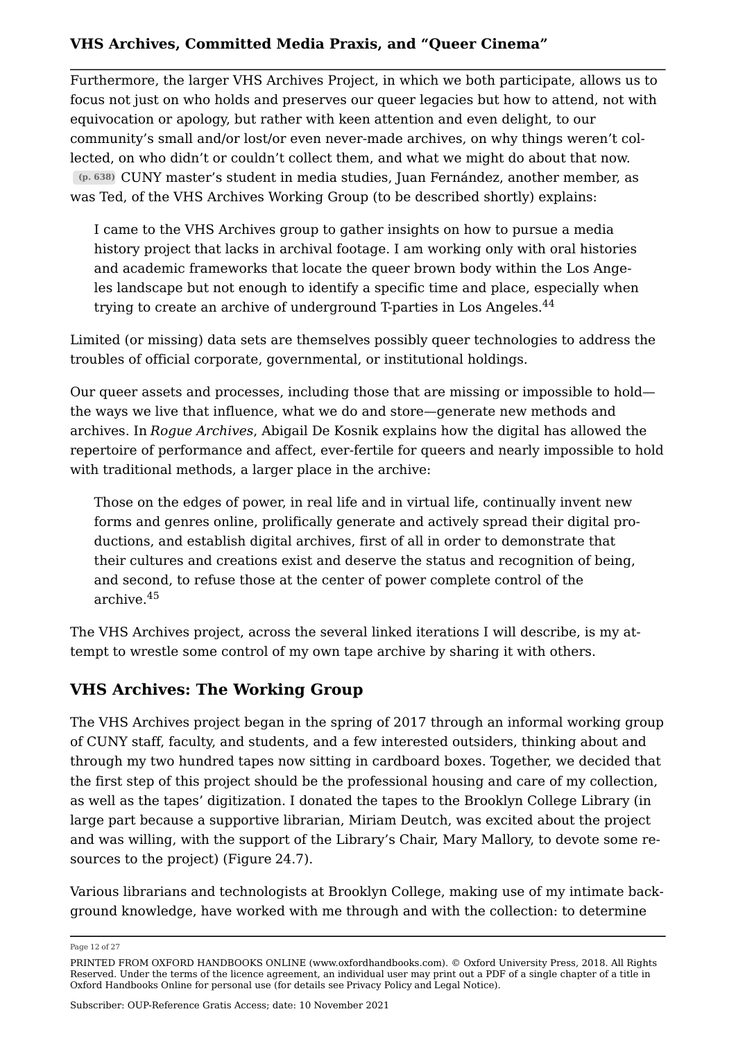Furthermore, the larger VHS Archives Project, in which we both participate, allows us to focus not just on who holds and preserves our queer legacies but how to attend, not with equivocation or apology, but rather with keen attention and even delight, to our community's small and/or lost/or even never-made archives, on why things weren't collected, on who didn't or couldn't collect them, and what we might do about that now. (p. 638) CUNY master's student in media studies, Juan Fernández, another member, as was Ted, of the VHS Archives Working Group (to be described shortly) explains:

> I came to the VHS Archives group to gather insights on how to pursue a media history project that lacks in archival footage. I am working only with oral histories and academic frameworks that locate the queer brown body within the Los Angeles landscape but not enough to identify a specific time and place, especially when trying to create an archive of underground T-parties in Los Angeles.[44]

Limited (or missing) data sets are themselves possibly queer technologies to address the troubles of official corporate, governmental, or institutional holdings.

Our queer assets and processes, including those that are missing or impossible to hold—the ways we live that influence, what we do and store—generate new methods and archives. In *Rogue Archives*, Abigail De Kosnik explains how the digital has allowed the repertoire of performance and affect, ever-fertile for queers and nearly impossible to hold with traditional methods, a larger place in the archive:

> Those on the edges of power, in real life and in virtual life, continually invent new forms and genres online, prolifically generate and actively spread their digital productions, and establish digital archives, first of all in order to demonstrate that their cultures and creations exist and deserve the status and recognition of being, and second, to refuse those at the center of power complete control of the archive.[45]

The VHS Archives project, across the several linked iterations I will describe, is my attempt to wrestle some control of my own tape archive by sharing it with others.

## VHS Archives: The Working Group

The VHS Archives project began in the spring of 2017 through an informal working group of CUNY staff, faculty, and students, and a few interested outsiders, thinking about and through my two hundred tapes now sitting in cardboard boxes. Together, we decided that the first step of this project should be the professional housing and care of my collection, as well as the tapes' digitization. I donated the tapes to the Brooklyn College Library (in large part because a supportive librarian, Miriam Deutch, was excited about the project and was willing, with the support of the Library's Chair, Mary Mallory, to devote some resources to the project) (Figure 24.7).

Various librarians and technologists at Brooklyn College, making use of my intimate background knowledge, have worked with me through and with the collection: to determine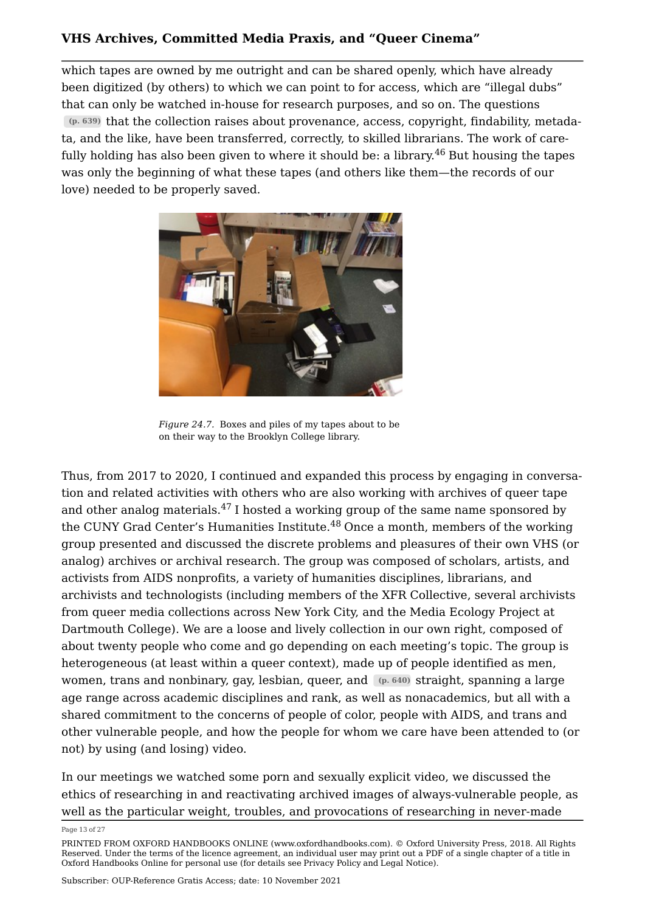which tapes are owned by me outright and can be shared openly, which have already been digitized (by others) to which we can point to for access, which are "illegal dubs" that can only be watched in-house for research purposes, and so on. The questions (p. 639) that the collection raises about provenance, access, copyright, findability, metadata, and the like, have been transferred, correctly, to skilled librarians. The work of carefully holding has also been given to where it should be: a library.[46] But housing the tapes was only the beginning of what these tapes (and others like them—the records of our love) needed to be properly saved.

*Figure 24.7.* Boxes and piles of my tapes about to be on their way to the Brooklyn College library.

Thus, from 2017 to 2020, I continued and expanded this process by engaging in conversation and related activities with others who are also working with archives of queer tape and other analog materials.[47] I hosted a working group of the same name sponsored by the CUNY Grad Center's Humanities Institute.[48] Once a month, members of the working group presented and discussed the discrete problems and pleasures of their own VHS (or analog) archives or archival research. The group was composed of scholars, artists, and activists from AIDS nonprofits, a variety of humanities disciplines, librarians, and archivists and technologists (including members of the XFR Collective, several archivists from queer media collections across New York City, and the Media Ecology Project at Dartmouth College). We are a loose and lively collection in our own right, composed of about twenty people who come and go depending on each meeting's topic. The group is heterogeneous (at least within a queer context), made up of people identified as men, women, trans and nonbinary, gay, lesbian, queer, and (p. 640) straight, spanning a large age range across academic disciplines and rank, as well as nonacademics, but all with a shared commitment to the concerns of people of color, people with AIDS, and trans and other vulnerable people, and how the people for whom we care have been attended to (or not) by using (and losing) video.

In our meetings we watched some porn and sexually explicit video, we discussed the ethics of researching in and reactivating archived images of always-vulnerable people, as well as the particular weight, troubles, and provocations of researching in never-made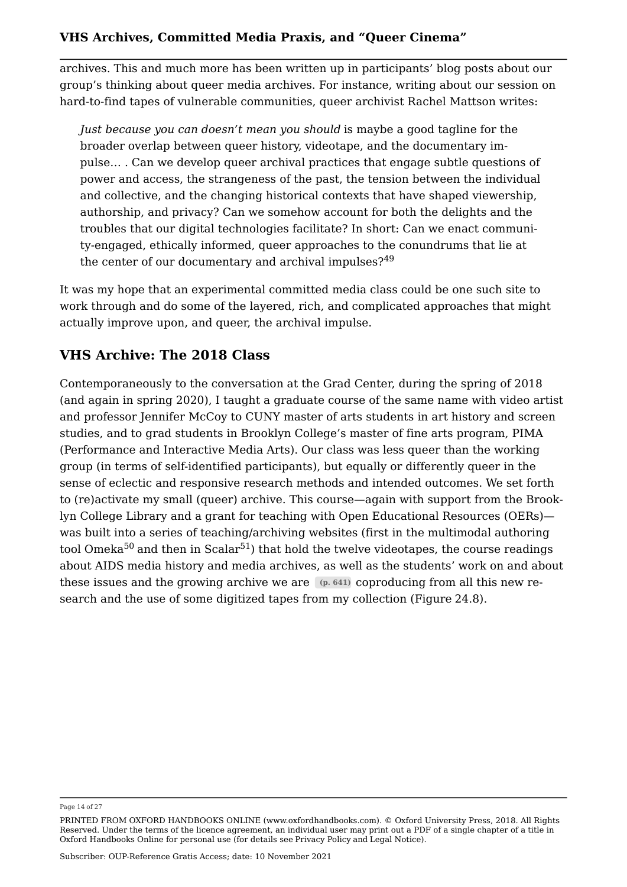archives. This and much more has been written up in participants' blog posts about our group's thinking about queer media archives. For instance, writing about our session on hard-to-find tapes of vulnerable communities, queer archivist Rachel Mattson writes:

> *Just because you can doesn't mean you should* is maybe a good tagline for the broader overlap between queer history, videotape, and the documentary impulse… . Can we develop queer archival practices that engage subtle questions of power and access, the strangeness of the past, the tension between the individual and collective, and the changing historical contexts that have shaped viewership, authorship, and privacy? Can we somehow account for both the delights and the troubles that our digital technologies facilitate? In short: Can we enact community-engaged, ethically informed, queer approaches to the conundrums that lie at the center of our documentary and archival impulses?[49]

It was my hope that an experimental committed media class could be one such site to work through and do some of the layered, rich, and complicated approaches that might actually improve upon, and queer, the archival impulse.

## VHS Archive: The 2018 Class

Contemporaneously to the conversation at the Grad Center, during the spring of 2018 (and again in spring 2020), I taught a graduate course of the same name with video artist and professor Jennifer McCoy to CUNY master of arts students in art history and screen studies, and to grad students in Brooklyn College's master of fine arts program, PIMA (Performance and Interactive Media Arts). Our class was less queer than the working group (in terms of self-identified participants), but equally or differently queer in the sense of eclectic and responsive research methods and intended outcomes. We set forth to (re)activate my small (queer) archive. This course—again with support from the Brooklyn College Library and a grant for teaching with Open Educational Resources (OERs)—was built into a series of teaching/archiving websites (first in the multimodal authoring tool Omeka[50] and then in Scalar[51]) that hold the twelve videotapes, the course readings about AIDS media history and media archives, as well as the students' work on and about these issues and the growing archive we are (p. 641) coproducing from all this new research and the use of some digitized tapes from my collection (Figure 24.8).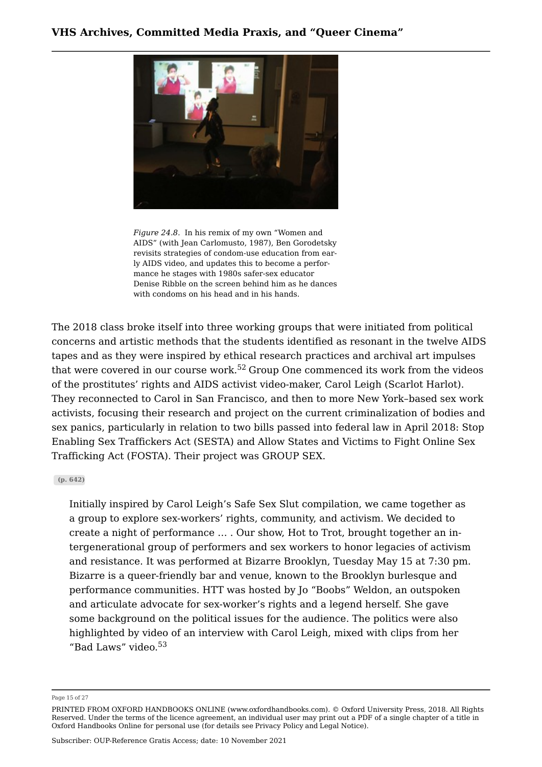*Figure 24.8.* In his remix of my own "Women and AIDS" (with Jean Carlomusto, 1987), Ben Gorodetsky revisits strategies of condom-use education from early AIDS video, and updates this to become a performance he stages with 1980s safer-sex educator Denise Ribble on the screen behind him as he dances with condoms on his head and in his hands.

The 2018 class broke itself into three working groups that were initiated from political concerns and artistic methods that the students identified as resonant in the twelve AIDS tapes and as they were inspired by ethical research practices and archival art impulses that were covered in our course work.[52] Group One commenced its work from the videos of the prostitutes' rights and AIDS activist video-maker, Carol Leigh (Scarlot Harlot). They reconnected to Carol in San Francisco, and then to more New York–based sex work activists, focusing their research and project on the current criminalization of bodies and sex panics, particularly in relation to two bills passed into federal law in April 2018: Stop Enabling Sex Traffickers Act (SESTA) and Allow States and Victims to Fight Online Sex Trafficking Act (FOSTA). Their project was GROUP SEX.

(p. 642)

> Initially inspired by Carol Leigh's Safe Sex Slut compilation, we came together as a group to explore sex-workers' rights, community, and activism. We decided to create a night of performance … . Our show, Hot to Trot, brought together an intergenerational group of performers and sex workers to honor legacies of activism and resistance. It was performed at Bizarre Brooklyn, Tuesday May 15 at 7:30 pm. Bizarre is a queer-friendly bar and venue, known to the Brooklyn burlesque and performance communities. HTT was hosted by Jo "Boobs" Weldon, an outspoken and articulate advocate for sex-worker's rights and a legend herself. She gave some background on the political issues for the audience. The politics were also highlighted by video of an interview with Carol Leigh, mixed with clips from her "Bad Laws" video.[53]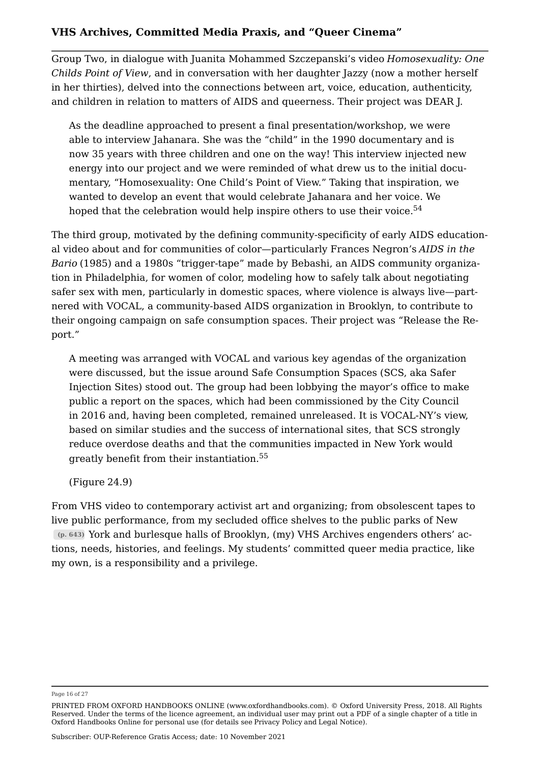Group Two, in dialogue with Juanita Mohammed Szczepanski's video *Homosexuality: One Childs Point of View*, and in conversation with her daughter Jazzy (now a mother herself in her thirties), delved into the connections between art, voice, education, authenticity, and children in relation to matters of AIDS and queerness. Their project was DEAR J.

> As the deadline approached to present a final presentation/workshop, we were able to interview Jahanara. She was the "child" in the 1990 documentary and is now 35 years with three children and one on the way! This interview injected new energy into our project and we were reminded of what drew us to the initial documentary, "Homosexuality: One Child's Point of View." Taking that inspiration, we wanted to develop an event that would celebrate Jahanara and her voice. We hoped that the celebration would help inspire others to use their voice.[54]

The third group, motivated by the defining community-specificity of early AIDS educational video about and for communities of color—particularly Frances Negron's *AIDS in the Bario* (1985) and a 1980s "trigger-tape" made by Bebashi, an AIDS community organization in Philadelphia, for women of color, modeling how to safely talk about negotiating safer sex with men, particularly in domestic spaces, where violence is always live—partnered with VOCAL, a community-based AIDS organization in Brooklyn, to contribute to their ongoing campaign on safe consumption spaces. Their project was "Release the Report."

> A meeting was arranged with VOCAL and various key agendas of the organization were discussed, but the issue around Safe Consumption Spaces (SCS, aka Safer Injection Sites) stood out. The group had been lobbying the mayor's office to make public a report on the spaces, which had been commissioned by the City Council in 2016 and, having been completed, remained unreleased. It is VOCAL-NY's view, based on similar studies and the success of international sites, that SCS strongly reduce overdose deaths and that the communities impacted in New York would greatly benefit from their instantiation.[55]
>
> (Figure 24.9)

From VHS video to contemporary activist art and organizing; from obsolescent tapes to live public performance, from my secluded office shelves to the public parks of New York and burlesque halls of Brooklyn, (my) VHS Archives engenders others' actions, needs, histories, and feelings. My students' committed queer media practice, like my own, is a responsibility and a privilege.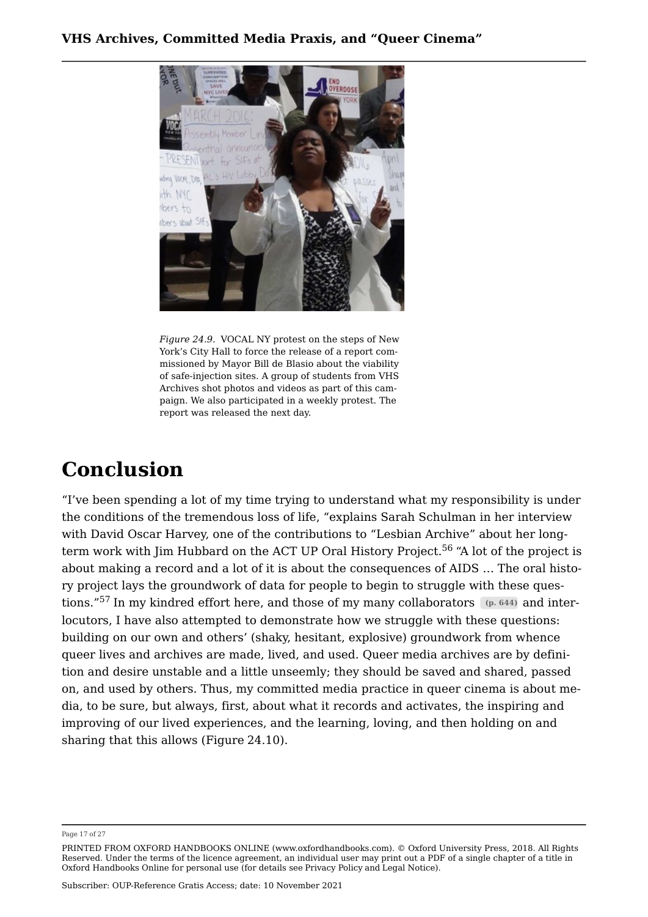*Figure 24.9.* VOCAL NY protest on the steps of New York's City Hall to force the release of a report commissioned by Mayor Bill de Blasio about the viability of safe-injection sites. A group of students from VHS Archives shot photos and videos as part of this campaign. We also participated in a weekly protest. The report was released the next day.

# Conclusion

"I've been spending a lot of my time trying to understand what my responsibility is under the conditions of the tremendous loss of life, "explains Sarah Schulman in her interview with David Oscar Harvey, one of the contributions to "Lesbian Archive" about her long-term work with Jim Hubbard on the ACT UP Oral History Project.[56] "A lot of the project is about making a record and a lot of it is about the consequences of AIDS … The oral history project lays the groundwork of data for people to begin to struggle with these questions."[57] In my kindred effort here, and those of my many collaborators (p. 644) and interlocutors, I have also attempted to demonstrate how we struggle with these questions: building on our own and others' (shaky, hesitant, explosive) groundwork from whence queer lives and archives are made, lived, and used. Queer media archives are by definition and desire unstable and a little unseemly; they should be saved and shared, passed on, and used by others. Thus, my committed media practice in queer cinema is about media, to be sure, but always, first, about what it records and activates, the inspiring and improving of our lived experiences, and the learning, loving, and then holding on and sharing that this allows (Figure 24.10).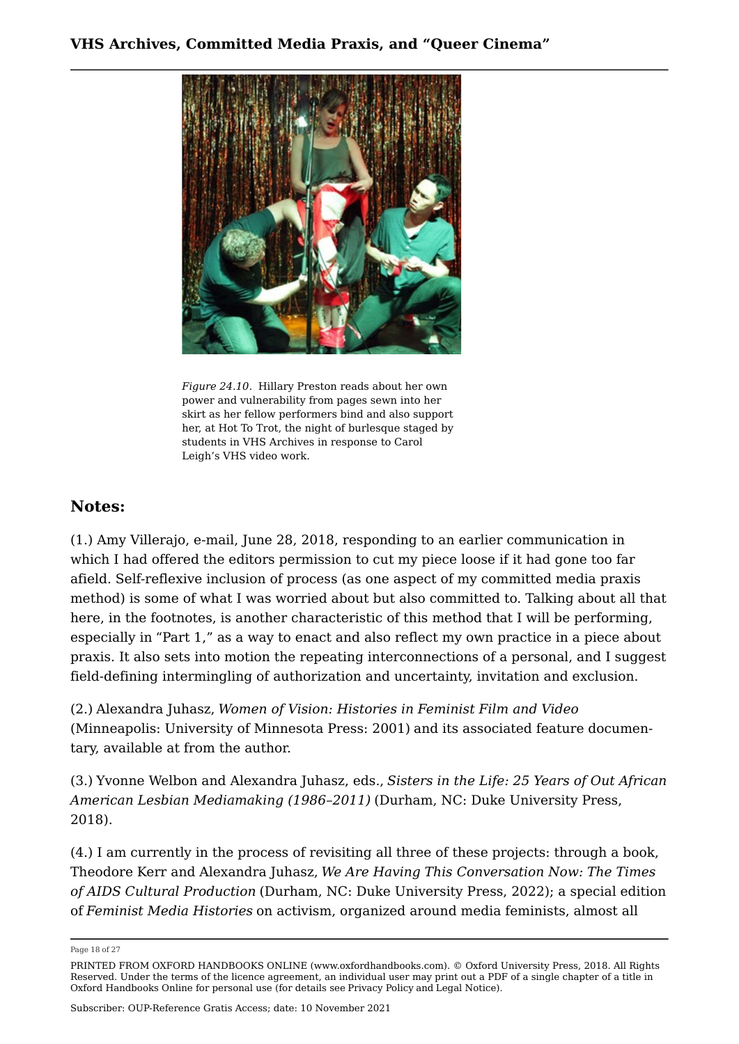*Figure 24.10.* Hillary Preston reads about her own power and vulnerability from pages sewn into her skirt as her fellow performers bind and also support her, at Hot To Trot, the night of burlesque staged by students in VHS Archives in response to Carol Leigh's VHS video work.

## Notes:

(1.) Amy Villerajo, e-mail, June 28, 2018, responding to an earlier communication in which I had offered the editors permission to cut my piece loose if it had gone too far afield. Self-reflexive inclusion of process (as one aspect of my committed media praxis method) is some of what I was worried about but also committed to. Talking about all that here, in the footnotes, is another characteristic of this method that I will be performing, especially in "Part 1," as a way to enact and also reflect my own practice in a piece about praxis. It also sets into motion the repeating interconnections of a personal, and I suggest field-defining intermingling of authorization and uncertainty, invitation and exclusion.

(2.) Alexandra Juhasz, *Women of Vision: Histories in Feminist Film and Video* (Minneapolis: University of Minnesota Press: 2001) and its associated feature documentary, available at from the author.

(3.) Yvonne Welbon and Alexandra Juhasz, eds., *Sisters in the Life: 25 Years of Out African American Lesbian Mediamaking (1986–2011)* (Durham, NC: Duke University Press, 2018).

(4.) I am currently in the process of revisiting all three of these projects: through a book, Theodore Kerr and Alexandra Juhasz, *We Are Having This Conversation Now: The Times of AIDS Cultural Production* (Durham, NC: Duke University Press, 2022); a special edition of *Feminist Media Histories* on activism, organized around media feminists, almost all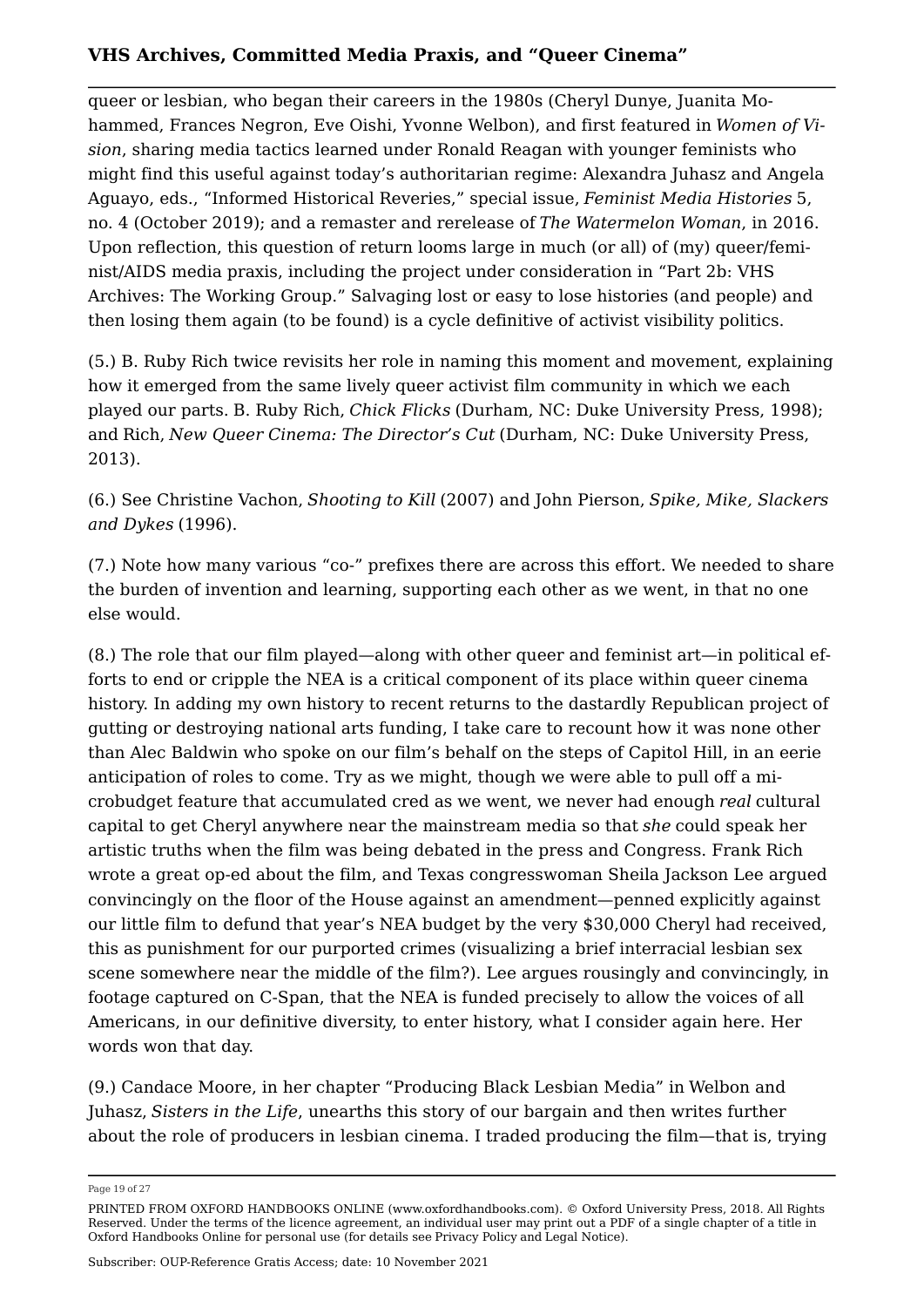queer or lesbian, who began their careers in the 1980s (Cheryl Dunye, Juanita Mohammed, Frances Negron, Eve Oishi, Yvonne Welbon), and first featured in *Women of Vision*, sharing media tactics learned under Ronald Reagan with younger feminists who might find this useful against today's authoritarian regime: Alexandra Juhasz and Angela Aguayo, eds., "Informed Historical Reveries," special issue, *Feminist Media Histories* 5, no. 4 (October 2019); and a remaster and rerelease of *The Watermelon Woman*, in 2016. Upon reflection, this question of return looms large in much (or all) of (my) queer/feminist/AIDS media praxis, including the project under consideration in "Part 2b: VHS Archives: The Working Group." Salvaging lost or easy to lose histories (and people) and then losing them again (to be found) is a cycle definitive of activist visibility politics.

(5.) B. Ruby Rich twice revisits her role in naming this moment and movement, explaining how it emerged from the same lively queer activist film community in which we each played our parts. B. Ruby Rich, *Chick Flicks* (Durham, NC: Duke University Press, 1998); and Rich, *New Queer Cinema: The Director's Cut* (Durham, NC: Duke University Press, 2013).

(6.) See Christine Vachon, *Shooting to Kill* (2007) and John Pierson, *Spike, Mike, Slackers and Dykes* (1996).

(7.) Note how many various "co-" prefixes there are across this effort. We needed to share the burden of invention and learning, supporting each other as we went, in that no one else would.

(8.) The role that our film played—along with other queer and feminist art—in political efforts to end or cripple the NEA is a critical component of its place within queer cinema history. In adding my own history to recent returns to the dastardly Republican project of gutting or destroying national arts funding, I take care to recount how it was none other than Alec Baldwin who spoke on our film's behalf on the steps of Capitol Hill, in an eerie anticipation of roles to come. Try as we might, though we were able to pull off a microbudget feature that accumulated cred as we went, we never had enough *real* cultural capital to get Cheryl anywhere near the mainstream media so that *she* could speak her artistic truths when the film was being debated in the press and Congress. Frank Rich wrote a great op-ed about the film, and Texas congresswoman Sheila Jackson Lee argued convincingly on the floor of the House against an amendment—penned explicitly against our little film to defund that year's NEA budget by the very $30,000 Cheryl had received, this as punishment for our purported crimes (visualizing a brief interracial lesbian sex scene somewhere near the middle of the film?). Lee argues rousingly and convincingly, in footage captured on C-Span, that the NEA is funded precisely to allow the voices of all Americans, in our definitive diversity, to enter history, what I consider again here. Her words won that day.

(9.) Candace Moore, in her chapter "Producing Black Lesbian Media" in Welbon and Juhasz, *Sisters in the Life*, unearths this story of our bargain and then writes further about the role of producers in lesbian cinema. I traded producing the film—that is, trying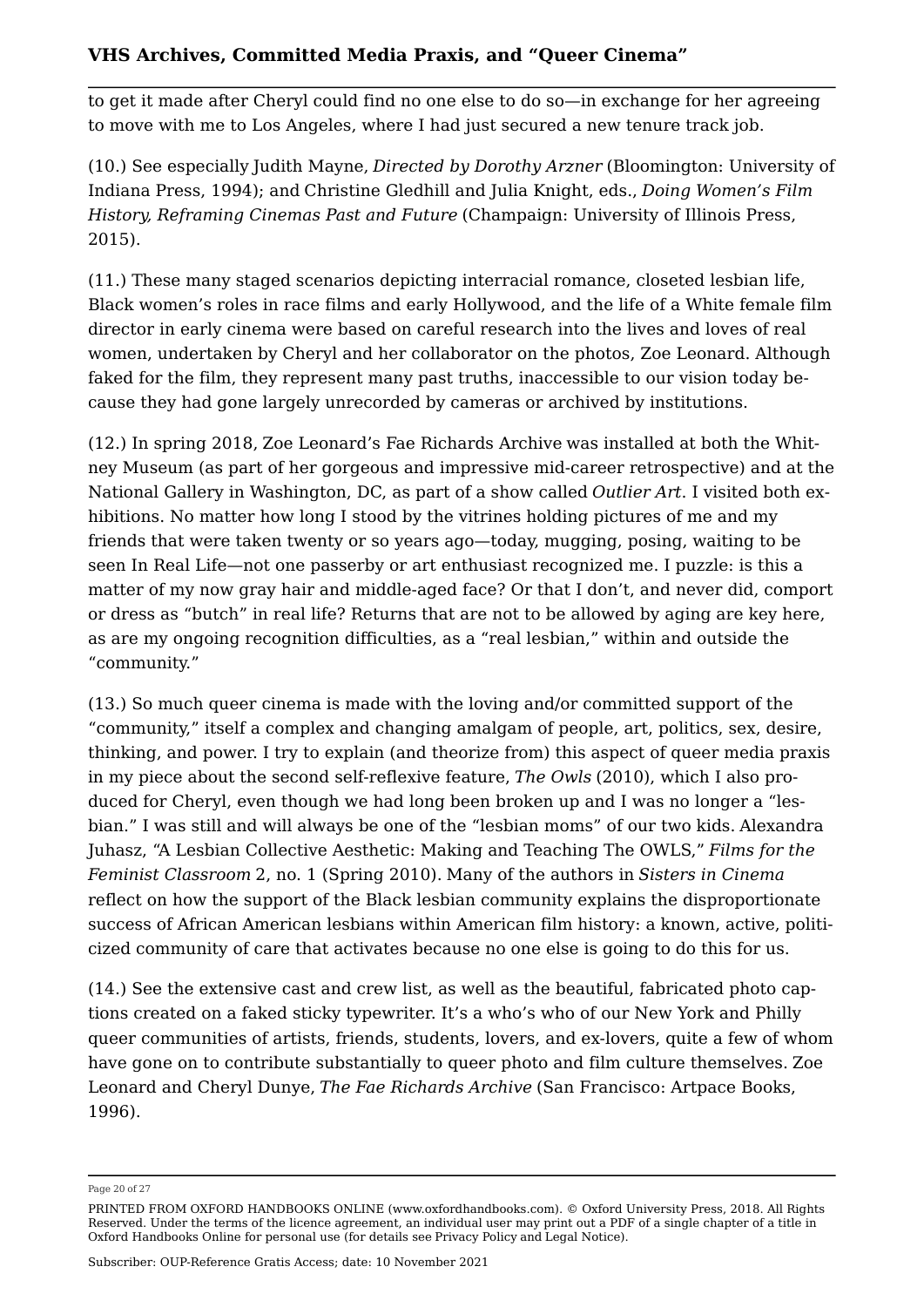to get it made after Cheryl could find no one else to do so—in exchange for her agreeing to move with me to Los Angeles, where I had just secured a new tenure track job.

(10.) See especially Judith Mayne, *Directed by Dorothy Arzner* (Bloomington: University of Indiana Press, 1994); and Christine Gledhill and Julia Knight, eds., *Doing Women's Film History, Reframing Cinemas Past and Future* (Champaign: University of Illinois Press, 2015).

(11.) These many staged scenarios depicting interracial romance, closeted lesbian life, Black women's roles in race films and early Hollywood, and the life of a White female film director in early cinema were based on careful research into the lives and loves of real women, undertaken by Cheryl and her collaborator on the photos, Zoe Leonard. Although faked for the film, they represent many past truths, inaccessible to our vision today because they had gone largely unrecorded by cameras or archived by institutions.

(12.) In spring 2018, Zoe Leonard's Fae Richards Archive was installed at both the Whitney Museum (as part of her gorgeous and impressive mid-career retrospective) and at the National Gallery in Washington, DC, as part of a show called *Outlier Art*. I visited both exhibitions. No matter how long I stood by the vitrines holding pictures of me and my friends that were taken twenty or so years ago—today, mugging, posing, waiting to be seen In Real Life—not one passerby or art enthusiast recognized me. I puzzle: is this a matter of my now gray hair and middle-aged face? Or that I don't, and never did, comport or dress as "butch" in real life? Returns that are not to be allowed by aging are key here, as are my ongoing recognition difficulties, as a "real lesbian," within and outside the "community."

(13.) So much queer cinema is made with the loving and/or committed support of the "community," itself a complex and changing amalgam of people, art, politics, sex, desire, thinking, and power. I try to explain (and theorize from) this aspect of queer media praxis in my piece about the second self-reflexive feature, *The Owls* (2010), which I also produced for Cheryl, even though we had long been broken up and I was no longer a "lesbian." I was still and will always be one of the "lesbian moms" of our two kids. Alexandra Juhasz, "A Lesbian Collective Aesthetic: Making and Teaching The OWLS," *Films for the Feminist Classroom* 2, no. 1 (Spring 2010). Many of the authors in *Sisters in Cinema* reflect on how the support of the Black lesbian community explains the disproportionate success of African American lesbians within American film history: a known, active, politicized community of care that activates because no one else is going to do this for us.

(14.) See the extensive cast and crew list, as well as the beautiful, fabricated photo captions created on a faked sticky typewriter. It's a who's who of our New York and Philly queer communities of artists, friends, students, lovers, and ex-lovers, quite a few of whom have gone on to contribute substantially to queer photo and film culture themselves. Zoe Leonard and Cheryl Dunye, *The Fae Richards Archive* (San Francisco: Artpace Books, 1996).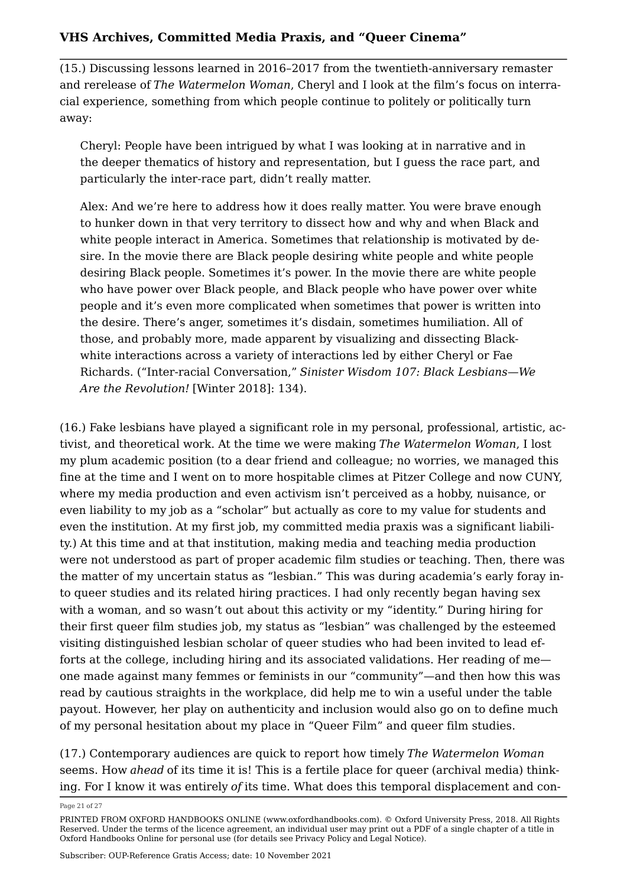(15.) Discussing lessons learned in 2016–2017 from the twentieth-anniversary remaster and rerelease of *The Watermelon Woman*, Cheryl and I look at the film's focus on interracial experience, something from which people continue to politely or politically turn away:

> Cheryl: People have been intrigued by what I was looking at in narrative and in the deeper thematics of history and representation, but I guess the race part, and particularly the inter-race part, didn't really matter.
>
> Alex: And we're here to address how it does really matter. You were brave enough to hunker down in that very territory to dissect how and why and when Black and white people interact in America. Sometimes that relationship is motivated by desire. In the movie there are Black people desiring white people and white people desiring Black people. Sometimes it's power. In the movie there are white people who have power over Black people, and Black people who have power over white people and it's even more complicated when sometimes that power is written into the desire. There's anger, sometimes it's disdain, sometimes humiliation. All of those, and probably more, made apparent by visualizing and dissecting Black-white interactions across a variety of interactions led by either Cheryl or Fae Richards. ("Inter-racial Conversation," *Sinister Wisdom 107: Black Lesbians—We Are the Revolution!* [Winter 2018]: 134).

(16.) Fake lesbians have played a significant role in my personal, professional, artistic, activist, and theoretical work. At the time we were making *The Watermelon Woman*, I lost my plum academic position (to a dear friend and colleague; no worries, we managed this fine at the time and I went on to more hospitable climes at Pitzer College and now CUNY, where my media production and even activism isn't perceived as a hobby, nuisance, or even liability to my job as a "scholar" but actually as core to my value for students and even the institution. At my first job, my committed media praxis was a significant liability.) At this time and at that institution, making media and teaching media production were not understood as part of proper academic film studies or teaching. Then, there was the matter of my uncertain status as "lesbian." This was during academia's early foray into queer studies and its related hiring practices. I had only recently began having sex with a woman, and so wasn't out about this activity or my "identity." During hiring for their first queer film studies job, my status as "lesbian" was challenged by the esteemed visiting distinguished lesbian scholar of queer studies who had been invited to lead efforts at the college, including hiring and its associated validations. Her reading of me—one made against many femmes or feminists in our "community"—and then how this was read by cautious straights in the workplace, did help me to win a useful under the table payout. However, her play on authenticity and inclusion would also go on to define much of my personal hesitation about my place in "Queer Film" and queer film studies.

(17.) Contemporary audiences are quick to report how timely *The Watermelon Woman* seems. How *ahead* of its time it is! This is a fertile place for queer (archival media) thinking. For I know it was entirely *of* its time. What does this temporal displacement and con-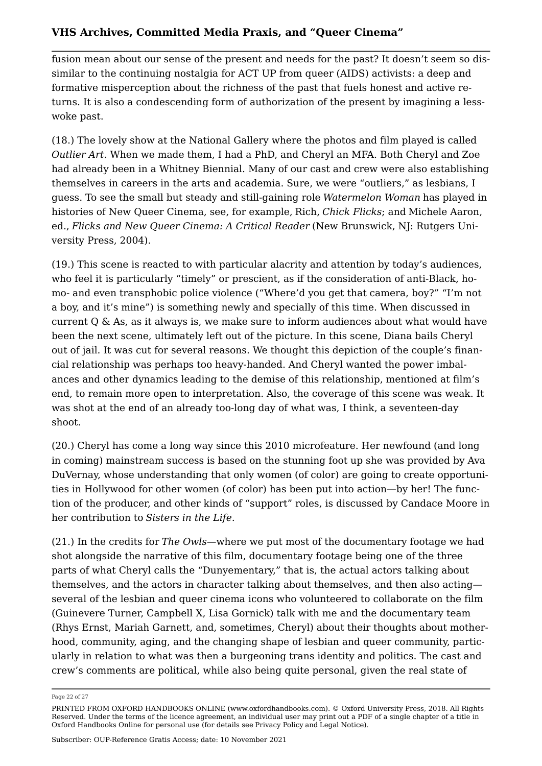fusion mean about our sense of the present and needs for the past? It doesn't seem so dissimilar to the continuing nostalgia for ACT UP from queer (AIDS) activists: a deep and formative misperception about the richness of the past that fuels honest and active returns. It is also a condescending form of authorization of the present by imagining a less-woke past.

(18.) The lovely show at the National Gallery where the photos and film played is called *Outlier Art*. When we made them, I had a PhD, and Cheryl an MFA. Both Cheryl and Zoe had already been in a Whitney Biennial. Many of our cast and crew were also establishing themselves in careers in the arts and academia. Sure, we were "outliers," as lesbians, I guess. To see the small but steady and still-gaining role *Watermelon Woman* has played in histories of New Queer Cinema, see, for example, Rich, *Chick Flicks*; and Michele Aaron, ed., *Flicks and New Queer Cinema: A Critical Reader* (New Brunswick, NJ: Rutgers University Press, 2004).

(19.) This scene is reacted to with particular alacrity and attention by today's audiences, who feel it is particularly "timely" or prescient, as if the consideration of anti-Black, homo- and even transphobic police violence ("Where'd you get that camera, boy?" "I'm not a boy, and it's mine") is something newly and specially of this time. When discussed in current Q & As, as it always is, we make sure to inform audiences about what would have been the next scene, ultimately left out of the picture. In this scene, Diana bails Cheryl out of jail. It was cut for several reasons. We thought this depiction of the couple's financial relationship was perhaps too heavy-handed. And Cheryl wanted the power imbalances and other dynamics leading to the demise of this relationship, mentioned at film's end, to remain more open to interpretation. Also, the coverage of this scene was weak. It was shot at the end of an already too-long day of what was, I think, a seventeen-day shoot.

(20.) Cheryl has come a long way since this 2010 microfeature. Her newfound (and long in coming) mainstream success is based on the stunning foot up she was provided by Ava DuVernay, whose understanding that only women (of color) are going to create opportunities in Hollywood for other women (of color) has been put into action—by her! The function of the producer, and other kinds of "support" roles, is discussed by Candace Moore in her contribution to *Sisters in the Life*.

(21.) In the credits for *The Owls*—where we put most of the documentary footage we had shot alongside the narrative of this film, documentary footage being one of the three parts of what Cheryl calls the "Dunyementary," that is, the actual actors talking about themselves, and the actors in character talking about themselves, and then also acting—several of the lesbian and queer cinema icons who volunteered to collaborate on the film (Guinevere Turner, Campbell X, Lisa Gornick) talk with me and the documentary team (Rhys Ernst, Mariah Garnett, and, sometimes, Cheryl) about their thoughts about motherhood, community, aging, and the changing shape of lesbian and queer community, particularly in relation to what was then a burgeoning trans identity and politics. The cast and crew's comments are political, while also being quite personal, given the real state of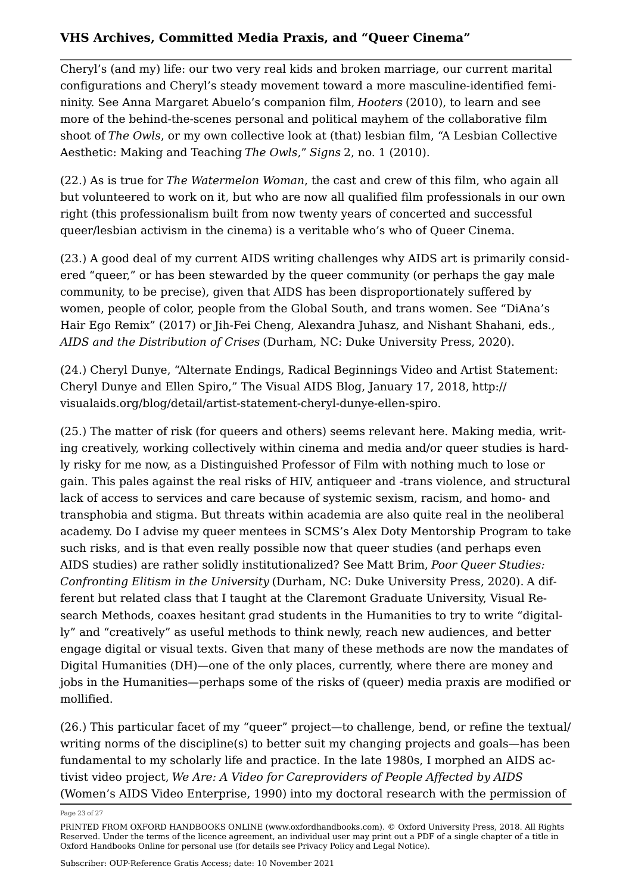Cheryl's (and my) life: our two very real kids and broken marriage, our current marital configurations and Cheryl's steady movement toward a more masculine-identified femininity. See Anna Margaret Abuelo's companion film, *Hooters* (2010), to learn and see more of the behind-the-scenes personal and political mayhem of the collaborative film shoot of *The Owls*, or my own collective look at (that) lesbian film, "A Lesbian Collective Aesthetic: Making and Teaching *The Owls*," *Signs* 2, no. 1 (2010).

(22.) As is true for *The Watermelon Woman*, the cast and crew of this film, who again all but volunteered to work on it, but who are now all qualified film professionals in our own right (this professionalism built from now twenty years of concerted and successful queer/lesbian activism in the cinema) is a veritable who's who of Queer Cinema.

(23.) A good deal of my current AIDS writing challenges why AIDS art is primarily considered "queer," or has been stewarded by the queer community (or perhaps the gay male community, to be precise), given that AIDS has been disproportionately suffered by women, people of color, people from the Global South, and trans women. See "DiAna's Hair Ego Remix" (2017) or Jih-Fei Cheng, Alexandra Juhasz, and Nishant Shahani, eds., *AIDS and the Distribution of Crises* (Durham, NC: Duke University Press, 2020).

(24.) Cheryl Dunye, "Alternate Endings, Radical Beginnings Video and Artist Statement: Cheryl Dunye and Ellen Spiro," The Visual AIDS Blog, January 17, 2018, http://visualaids.org/blog/detail/artist-statement-cheryl-dunye-ellen-spiro.

(25.) The matter of risk (for queers and others) seems relevant here. Making media, writing creatively, working collectively within cinema and media and/or queer studies is hardly risky for me now, as a Distinguished Professor of Film with nothing much to lose or gain. This pales against the real risks of HIV, antiqueer and -trans violence, and structural lack of access to services and care because of systemic sexism, racism, and homo- and transphobia and stigma. But threats within academia are also quite real in the neoliberal academy. Do I advise my queer mentees in SCMS's Alex Doty Mentorship Program to take such risks, and is that even really possible now that queer studies (and perhaps even AIDS studies) are rather solidly institutionalized? See Matt Brim, *Poor Queer Studies: Confronting Elitism in the University* (Durham, NC: Duke University Press, 2020). A different but related class that I taught at the Claremont Graduate University, Visual Research Methods, coaxes hesitant grad students in the Humanities to try to write "digitally" and "creatively" as useful methods to think newly, reach new audiences, and better engage digital or visual texts. Given that many of these methods are now the mandates of Digital Humanities (DH)—one of the only places, currently, where there are money and jobs in the Humanities—perhaps some of the risks of (queer) media praxis are modified or mollified.

(26.) This particular facet of my "queer" project—to challenge, bend, or refine the textual/writing norms of the discipline(s) to better suit my changing projects and goals—has been fundamental to my scholarly life and practice. In the late 1980s, I morphed an AIDS activist video project, *We Are: A Video for Careproviders of People Affected by AIDS* (Women's AIDS Video Enterprise, 1990) into my doctoral research with the permission of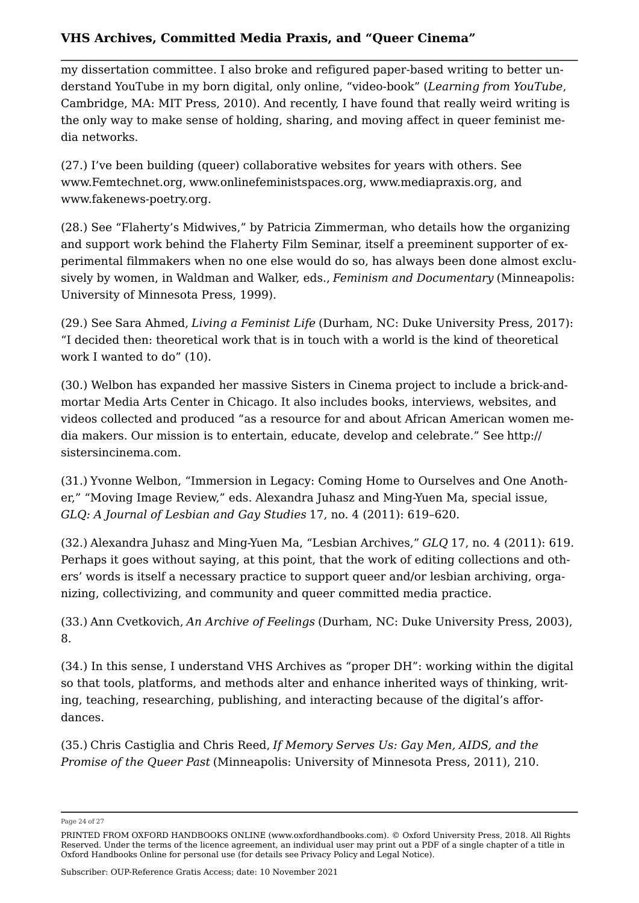my dissertation committee. I also broke and refigured paper-based writing to better understand YouTube in my born digital, only online, "video-book" (*Learning from YouTube*, Cambridge, MA: MIT Press, 2010). And recently, I have found that really weird writing is the only way to make sense of holding, sharing, and moving affect in queer feminist media networks.

(27.) I've been building (queer) collaborative websites for years with others. See www.Femtechnet.org, www.onlinefeministspaces.org, www.mediapraxis.org, and www.fakenews-poetry.org.

(28.) See "Flaherty's Midwives," by Patricia Zimmerman, who details how the organizing and support work behind the Flaherty Film Seminar, itself a preeminent supporter of experimental filmmakers when no one else would do so, has always been done almost exclusively by women, in Waldman and Walker, eds., *Feminism and Documentary* (Minneapolis: University of Minnesota Press, 1999).

(29.) See Sara Ahmed, *Living a Feminist Life* (Durham, NC: Duke University Press, 2017): "I decided then: theoretical work that is in touch with a world is the kind of theoretical work I wanted to do" (10).

(30.) Welbon has expanded her massive Sisters in Cinema project to include a brick-and-mortar Media Arts Center in Chicago. It also includes books, interviews, websites, and videos collected and produced "as a resource for and about African American women media makers. Our mission is to entertain, educate, develop and celebrate." See http://sistersincinema.com.

(31.) Yvonne Welbon, "Immersion in Legacy: Coming Home to Ourselves and One Another," "Moving Image Review," eds. Alexandra Juhasz and Ming-Yuen Ma, special issue, *GLQ: A Journal of Lesbian and Gay Studies* 17, no. 4 (2011): 619–620.

(32.) Alexandra Juhasz and Ming-Yuen Ma, "Lesbian Archives," *GLQ* 17, no. 4 (2011): 619. Perhaps it goes without saying, at this point, that the work of editing collections and others' words is itself a necessary practice to support queer and/or lesbian archiving, organizing, collectivizing, and community and queer committed media practice.

(33.) Ann Cvetkovich, *An Archive of Feelings* (Durham, NC: Duke University Press, 2003), 8.

(34.) In this sense, I understand VHS Archives as "proper DH": working within the digital so that tools, platforms, and methods alter and enhance inherited ways of thinking, writing, teaching, researching, publishing, and interacting because of the digital's affordances.

(35.) Chris Castiglia and Chris Reed, *If Memory Serves Us: Gay Men, AIDS, and the Promise of the Queer Past* (Minneapolis: University of Minnesota Press, 2011), 210.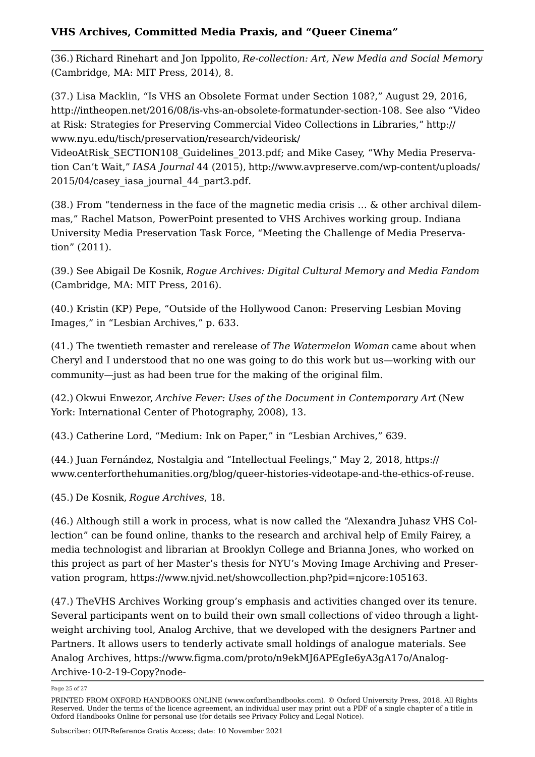(36.) Richard Rinehart and Jon Ippolito, *Re-collection: Art, New Media and Social Memory* (Cambridge, MA: MIT Press, 2014), 8.

(37.) Lisa Macklin, “Is VHS an Obsolete Format under Section 108?,” August 29, 2016, http://intheopen.net/2016/08/is-vhs-an-obsolete-formatunder-section-108. See also “Video at Risk: Strategies for Preserving Commercial Video Collections in Libraries,” http://www.nyu.edu/tisch/preservation/research/videorisk/VideoAtRisk_SECTION108_Guidelines_2013.pdf; and Mike Casey, “Why Media Preservation Can’t Wait,” *IASA Journal* 44 (2015), http://www.avpreserve.com/wp-content/uploads/2015/04/casey_iasa_journal_44_part3.pdf.

(38.) From “tenderness in the face of the magnetic media crisis … & other archival dilemmas,” Rachel Matson, PowerPoint presented to VHS Archives working group. Indiana University Media Preservation Task Force, “Meeting the Challenge of Media Preservation” (2011).

(39.) See Abigail De Kosnik, *Rogue Archives: Digital Cultural Memory and Media Fandom* (Cambridge, MA: MIT Press, 2016).

(40.) Kristin (KP) Pepe, “Outside of the Hollywood Canon: Preserving Lesbian Moving Images,” in “Lesbian Archives,” p. 633.

(41.) The twentieth remaster and rerelease of *The Watermelon Woman* came about when Cheryl and I understood that no one was going to do this work but us—working with our community—just as had been true for the making of the original film.

(42.) Okwui Enwezor, *Archive Fever: Uses of the Document in Contemporary Art* (New York: International Center of Photography, 2008), 13.

(43.) Catherine Lord, “Medium: Ink on Paper,” in “Lesbian Archives,” 639.

(44.) Juan Fernández, Nostalgia and “Intellectual Feelings,” May 2, 2018, https://www.centerforthehumanities.org/blog/queer-histories-videotape-and-the-ethics-of-reuse.

(45.) De Kosnik, *Rogue Archives*, 18.

(46.) Although still a work in process, what is now called the “Alexandra Juhasz VHS Collection” can be found online, thanks to the research and archival help of Emily Fairey, a media technologist and librarian at Brooklyn College and Brianna Jones, who worked on this project as part of her Master’s thesis for NYU’s Moving Image Archiving and Preservation program, https://www.njvid.net/showcollection.php?pid=njcore:105163.

(47.) TheVHS Archives Working group’s emphasis and activities changed over its tenure. Several participants went on to build their own small collections of video through a lightweight archiving tool, Analog Archive, that we developed with the designers Partner and Partners. It allows users to tenderly activate small holdings of analogue materials. See Analog Archives, https://www.figma.com/proto/n9ekMJ6APEgIe6yA3gA17o/Analog-Archive-10-2-19-Copy?node-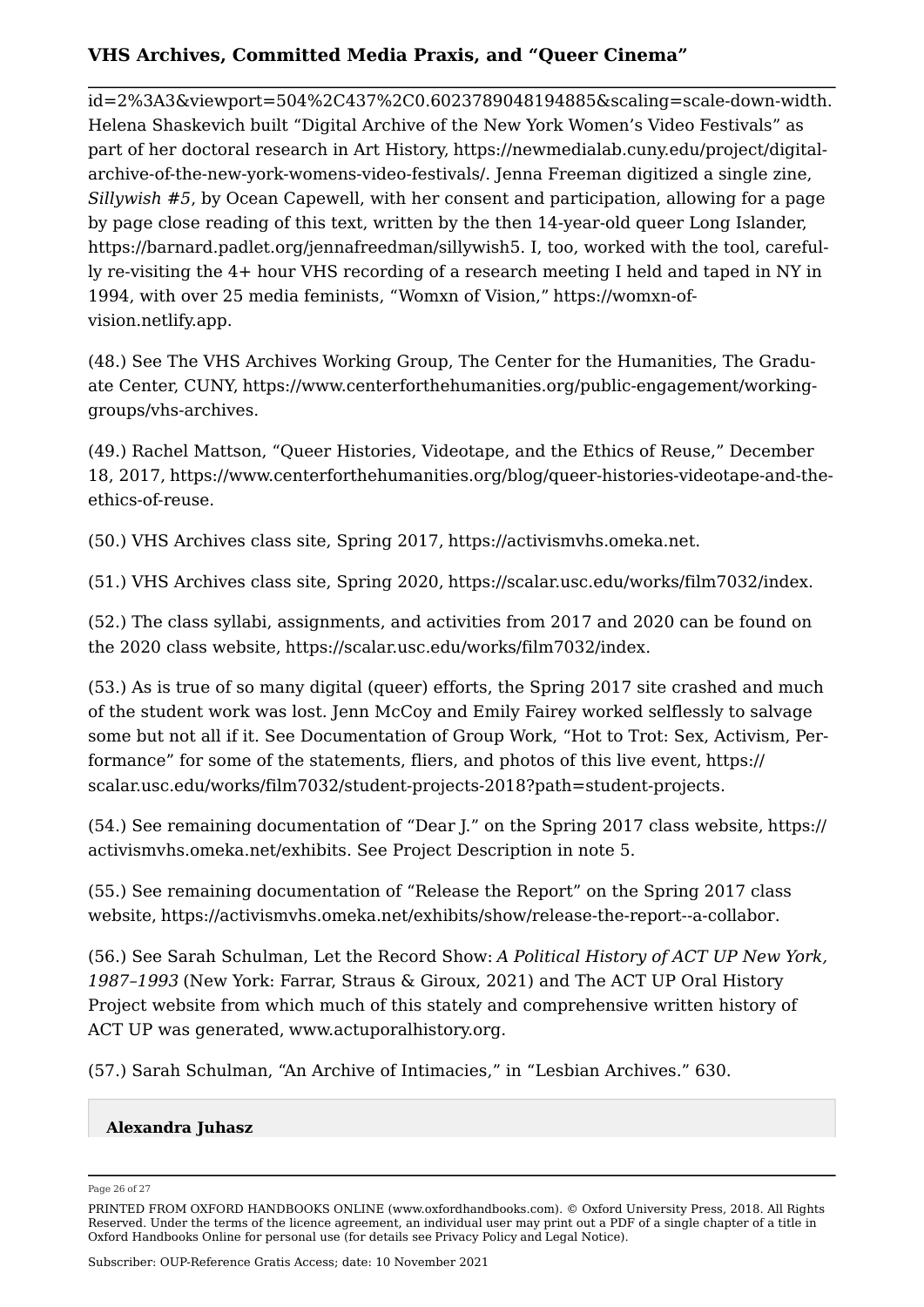id=2%3A3&viewport=504%2C437%2C0.6023789048194885&scaling=scale-down-width. Helena Shaskevich built "Digital Archive of the New York Women's Video Festivals" as part of her doctoral research in Art History, https://newmedialab.cuny.edu/project/digital-archive-of-the-new-york-womens-video-festivals/. Jenna Freeman digitized a single zine, *Sillywish #5*, by Ocean Capewell, with her consent and participation, allowing for a page by page close reading of this text, written by the then 14-year-old queer Long Islander, https://barnard.padlet.org/jennafreedman/sillywish5. I, too, worked with the tool, carefully re-visiting the 4+ hour VHS recording of a research meeting I held and taped in NY in 1994, with over 25 media feminists, "Womxn of Vision," https://womxn-of-vision.netlify.app.

(48.) See The VHS Archives Working Group, The Center for the Humanities, The Graduate Center, CUNY, https://www.centerforthehumanities.org/public-engagement/working-groups/vhs-archives.

(49.) Rachel Mattson, "Queer Histories, Videotape, and the Ethics of Reuse," December 18, 2017, https://www.centerforthehumanities.org/blog/queer-histories-videotape-and-the-ethics-of-reuse.

(50.) VHS Archives class site, Spring 2017, https://activismvhs.omeka.net.

(51.) VHS Archives class site, Spring 2020, https://scalar.usc.edu/works/film7032/index.

(52.) The class syllabi, assignments, and activities from 2017 and 2020 can be found on the 2020 class website, https://scalar.usc.edu/works/film7032/index.

(53.) As is true of so many digital (queer) efforts, the Spring 2017 site crashed and much of the student work was lost. Jenn McCoy and Emily Fairey worked selflessly to salvage some but not all if it. See Documentation of Group Work, "Hot to Trot: Sex, Activism, Performance" for some of the statements, fliers, and photos of this live event, https://scalar.usc.edu/works/film7032/student-projects-2018?path=student-projects.

(54.) See remaining documentation of "Dear J." on the Spring 2017 class website, https://activismvhs.omeka.net/exhibits. See Project Description in note 5.

(55.) See remaining documentation of "Release the Report" on the Spring 2017 class website, https://activismvhs.omeka.net/exhibits/show/release-the-report--a-collabor.

(56.) See Sarah Schulman, Let the Record Show: *A Political History of ACT UP New York, 1987–1993* (New York: Farrar, Straus & Giroux, 2021) and The ACT UP Oral History Project website from which much of this stately and comprehensive written history of ACT UP was generated, www.actuporalhistory.org.

(57.) Sarah Schulman, "An Archive of Intimacies," in "Lesbian Archives." 630.

**Alexandra Juhasz**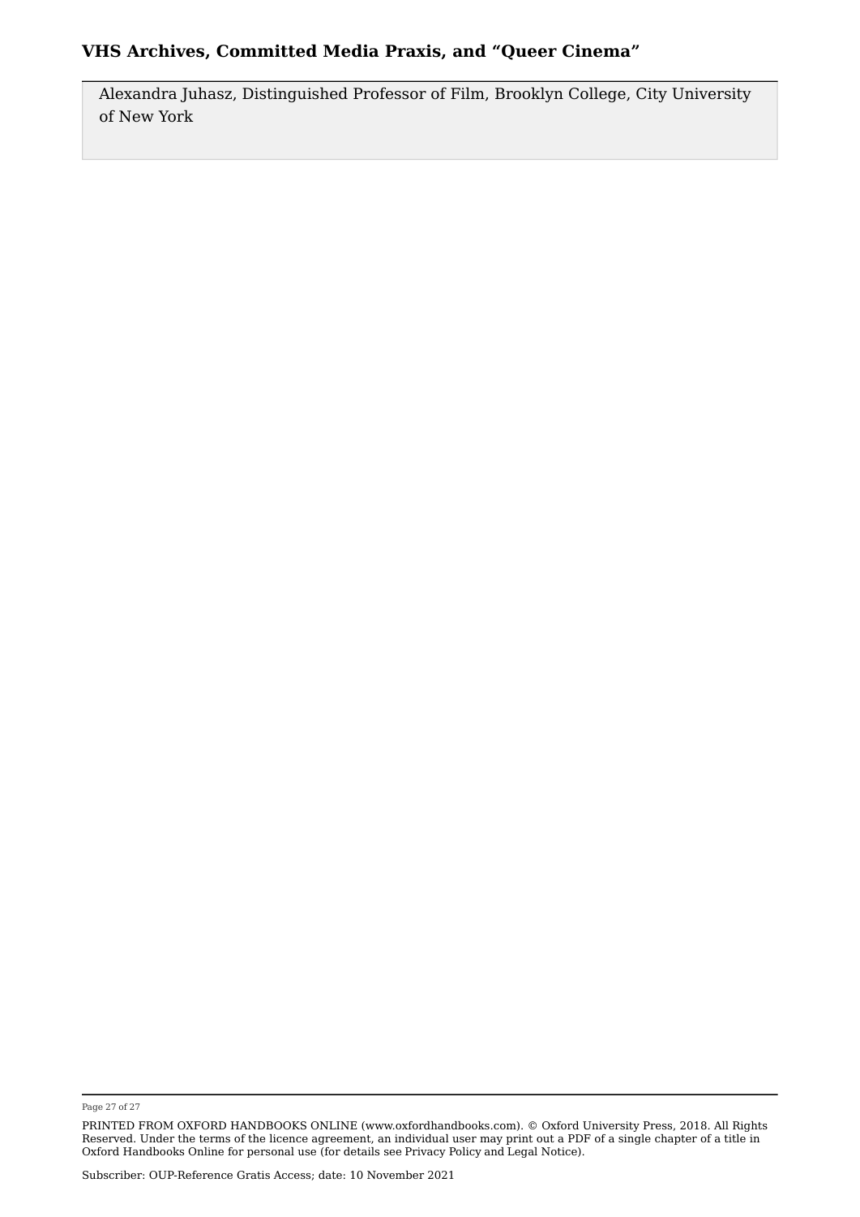Alexandra Juhasz, Distinguished Professor of Film, Brooklyn College, City University of New York